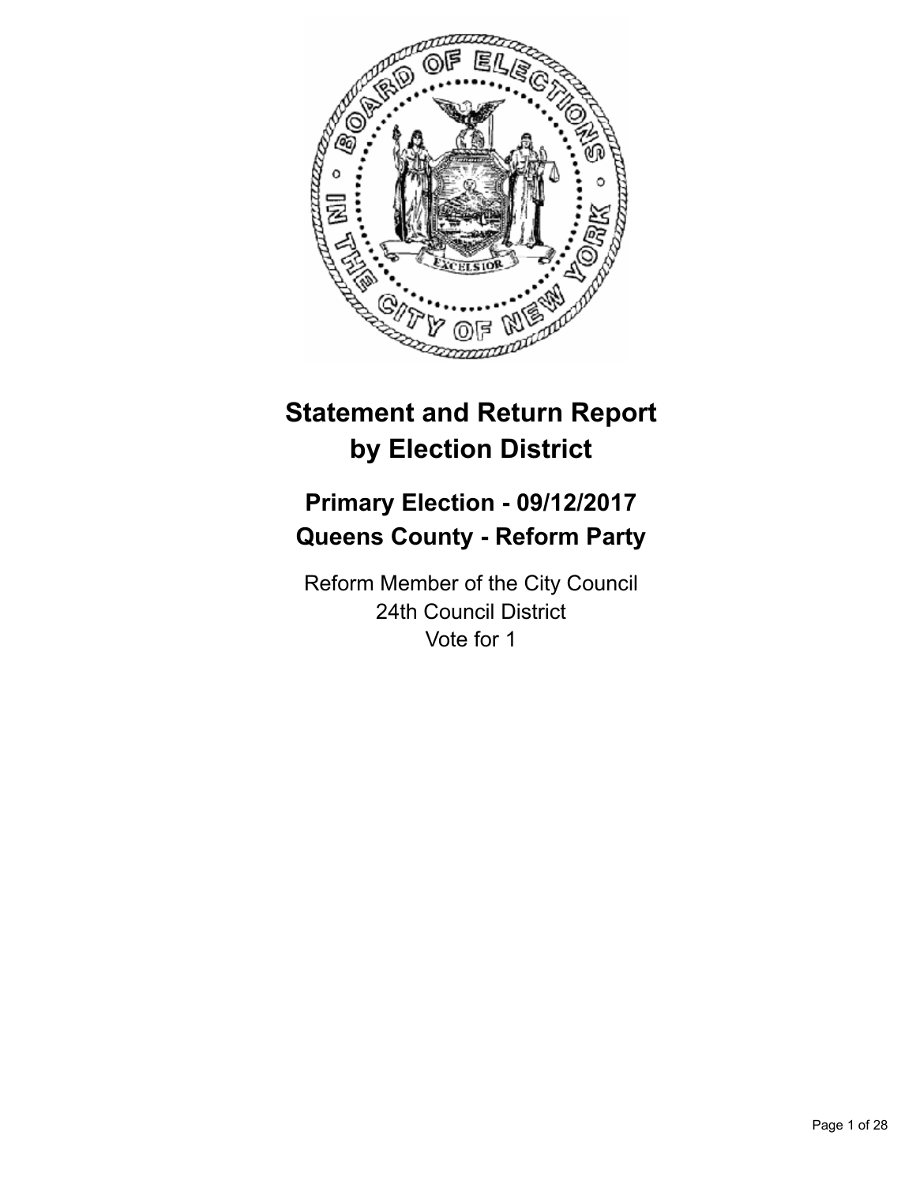# Statement and Return Report by Election District

## Primary Election - 09/12/2017
## Queens County - Reform Party

Reform Member of the City Council
24th Council District
Vote for 1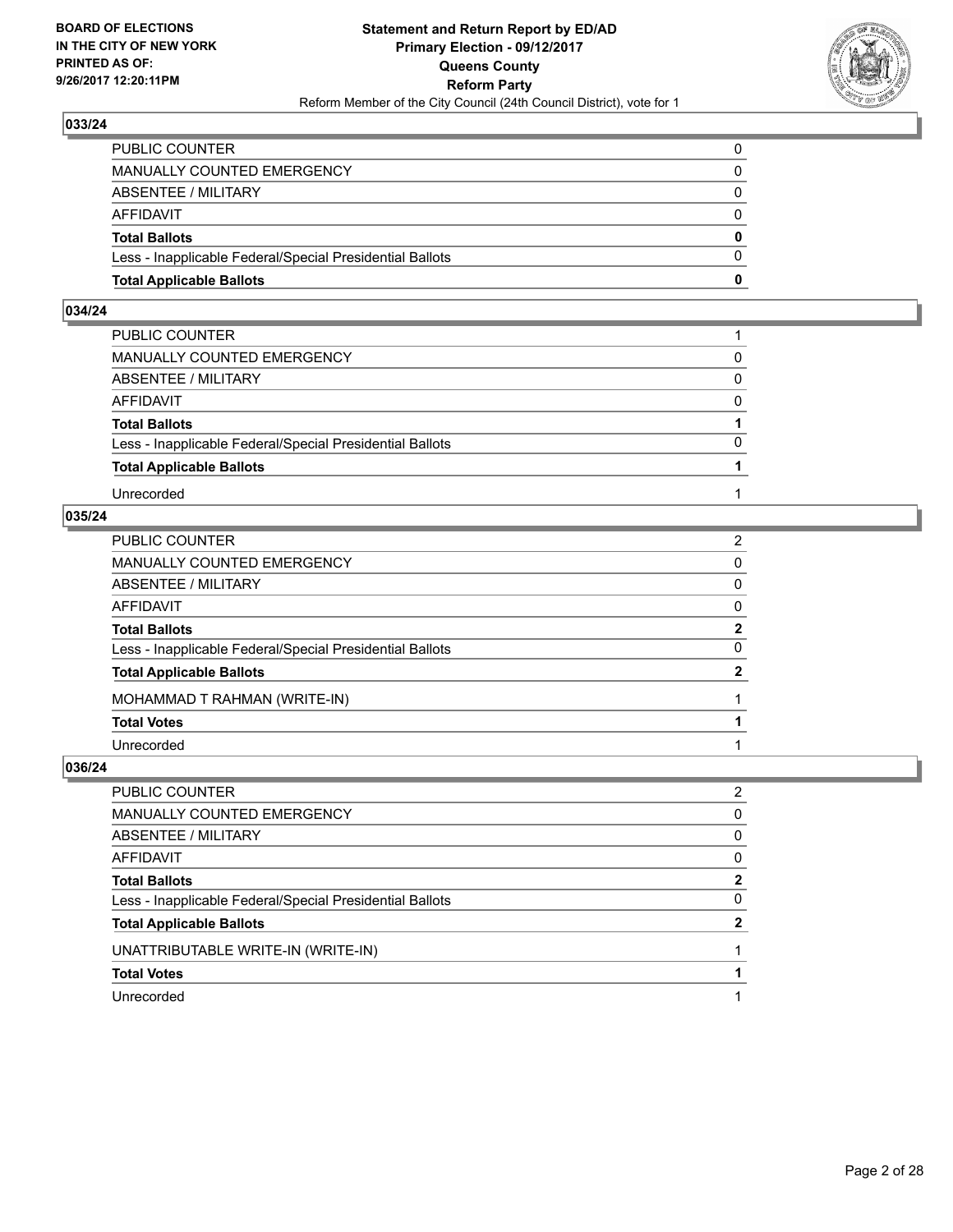### 033/24

| | |
|---|---|
| PUBLIC COUNTER | 0 |
| MANUALLY COUNTED EMERGENCY | 0 |
| ABSENTEE / MILITARY | 0 |
| AFFIDAVIT | 0 |
| **Total Ballots** | **0** |
| Less - Inapplicable Federal/Special Presidential Ballots | 0 |
| **Total Applicable Ballots** | **0** |

### 034/24

| | |
|---|---|
| PUBLIC COUNTER | 1 |
| MANUALLY COUNTED EMERGENCY | 0 |
| ABSENTEE / MILITARY | 0 |
| AFFIDAVIT | 0 |
| **Total Ballots** | **1** |
| Less - Inapplicable Federal/Special Presidential Ballots | 0 |
| **Total Applicable Ballots** | **1** |
| Unrecorded | 1 |

### 035/24

| | |
|---|---|
| PUBLIC COUNTER | 2 |
| MANUALLY COUNTED EMERGENCY | 0 |
| ABSENTEE / MILITARY | 0 |
| AFFIDAVIT | 0 |
| **Total Ballots** | **2** |
| Less - Inapplicable Federal/Special Presidential Ballots | 0 |
| **Total Applicable Ballots** | **2** |
| MOHAMMAD T RAHMAN (WRITE-IN) | 1 |
| **Total Votes** | **1** |
| Unrecorded | 1 |

### 036/24

| | |
|---|---|
| PUBLIC COUNTER | 2 |
| MANUALLY COUNTED EMERGENCY | 0 |
| ABSENTEE / MILITARY | 0 |
| AFFIDAVIT | 0 |
| **Total Ballots** | **2** |
| Less - Inapplicable Federal/Special Presidential Ballots | 0 |
| **Total Applicable Ballots** | **2** |
| UNATTRIBUTABLE WRITE-IN (WRITE-IN) | 1 |
| **Total Votes** | **1** |
| Unrecorded | 1 |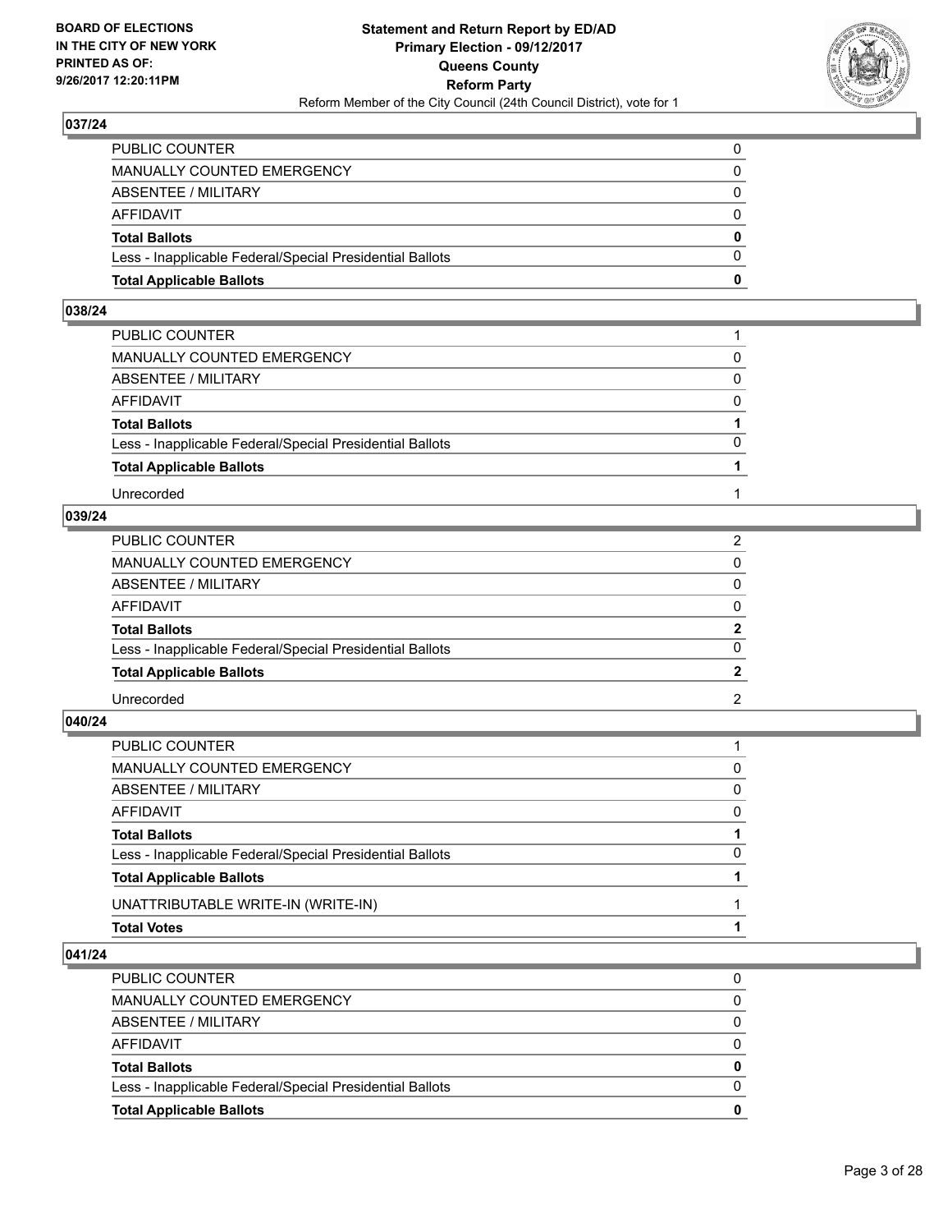## 037/24

| | |
|---|---|
| PUBLIC COUNTER | 0 |
| MANUALLY COUNTED EMERGENCY | 0 |
| ABSENTEE / MILITARY | 0 |
| AFFIDAVIT | 0 |
| **Total Ballots** | **0** |
| Less - Inapplicable Federal/Special Presidential Ballots | 0 |
| **Total Applicable Ballots** | **0** |

## 038/24

| | |
|---|---|
| PUBLIC COUNTER | 1 |
| MANUALLY COUNTED EMERGENCY | 0 |
| ABSENTEE / MILITARY | 0 |
| AFFIDAVIT | 0 |
| **Total Ballots** | **1** |
| Less - Inapplicable Federal/Special Presidential Ballots | 0 |
| **Total Applicable Ballots** | **1** |
| Unrecorded | 1 |

## 039/24

| | |
|---|---|
| PUBLIC COUNTER | 2 |
| MANUALLY COUNTED EMERGENCY | 0 |
| ABSENTEE / MILITARY | 0 |
| AFFIDAVIT | 0 |
| **Total Ballots** | **2** |
| Less - Inapplicable Federal/Special Presidential Ballots | 0 |
| **Total Applicable Ballots** | **2** |
| Unrecorded | 2 |

## 040/24

| | |
|---|---|
| PUBLIC COUNTER | 1 |
| MANUALLY COUNTED EMERGENCY | 0 |
| ABSENTEE / MILITARY | 0 |
| AFFIDAVIT | 0 |
| **Total Ballots** | **1** |
| Less - Inapplicable Federal/Special Presidential Ballots | 0 |
| **Total Applicable Ballots** | **1** |
| UNATTRIBUTABLE WRITE-IN (WRITE-IN) | 1 |
| **Total Votes** | **1** |

## 041/24

| | |
|---|---|
| PUBLIC COUNTER | 0 |
| MANUALLY COUNTED EMERGENCY | 0 |
| ABSENTEE / MILITARY | 0 |
| AFFIDAVIT | 0 |
| **Total Ballots** | **0** |
| Less - Inapplicable Federal/Special Presidential Ballots | 0 |
| **Total Applicable Ballots** | **0** |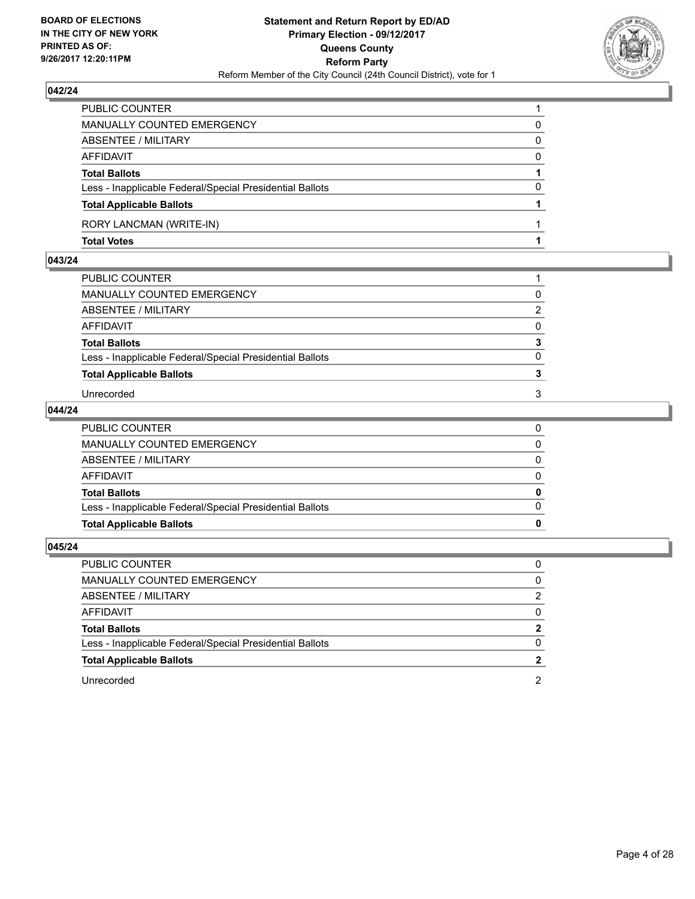## 042/24

| | |
|---|---|
| PUBLIC COUNTER | 1 |
| MANUALLY COUNTED EMERGENCY | 0 |
| ABSENTEE / MILITARY | 0 |
| AFFIDAVIT | 0 |
| **Total Ballots** | **1** |
| Less - Inapplicable Federal/Special Presidential Ballots | 0 |
| **Total Applicable Ballots** | **1** |
| RORY LANCMAN (WRITE-IN) | 1 |
| **Total Votes** | **1** |

## 043/24

| | |
|---|---|
| PUBLIC COUNTER | 1 |
| MANUALLY COUNTED EMERGENCY | 0 |
| ABSENTEE / MILITARY | 2 |
| AFFIDAVIT | 0 |
| **Total Ballots** | **3** |
| Less - Inapplicable Federal/Special Presidential Ballots | 0 |
| **Total Applicable Ballots** | **3** |
| Unrecorded | 3 |

## 044/24

| | |
|---|---|
| PUBLIC COUNTER | 0 |
| MANUALLY COUNTED EMERGENCY | 0 |
| ABSENTEE / MILITARY | 0 |
| AFFIDAVIT | 0 |
| **Total Ballots** | **0** |
| Less - Inapplicable Federal/Special Presidential Ballots | 0 |
| **Total Applicable Ballots** | **0** |

## 045/24

| | |
|---|---|
| PUBLIC COUNTER | 0 |
| MANUALLY COUNTED EMERGENCY | 0 |
| ABSENTEE / MILITARY | 2 |
| AFFIDAVIT | 0 |
| **Total Ballots** | **2** |
| Less - Inapplicable Federal/Special Presidential Ballots | 0 |
| **Total Applicable Ballots** | **2** |
| Unrecorded | 2 |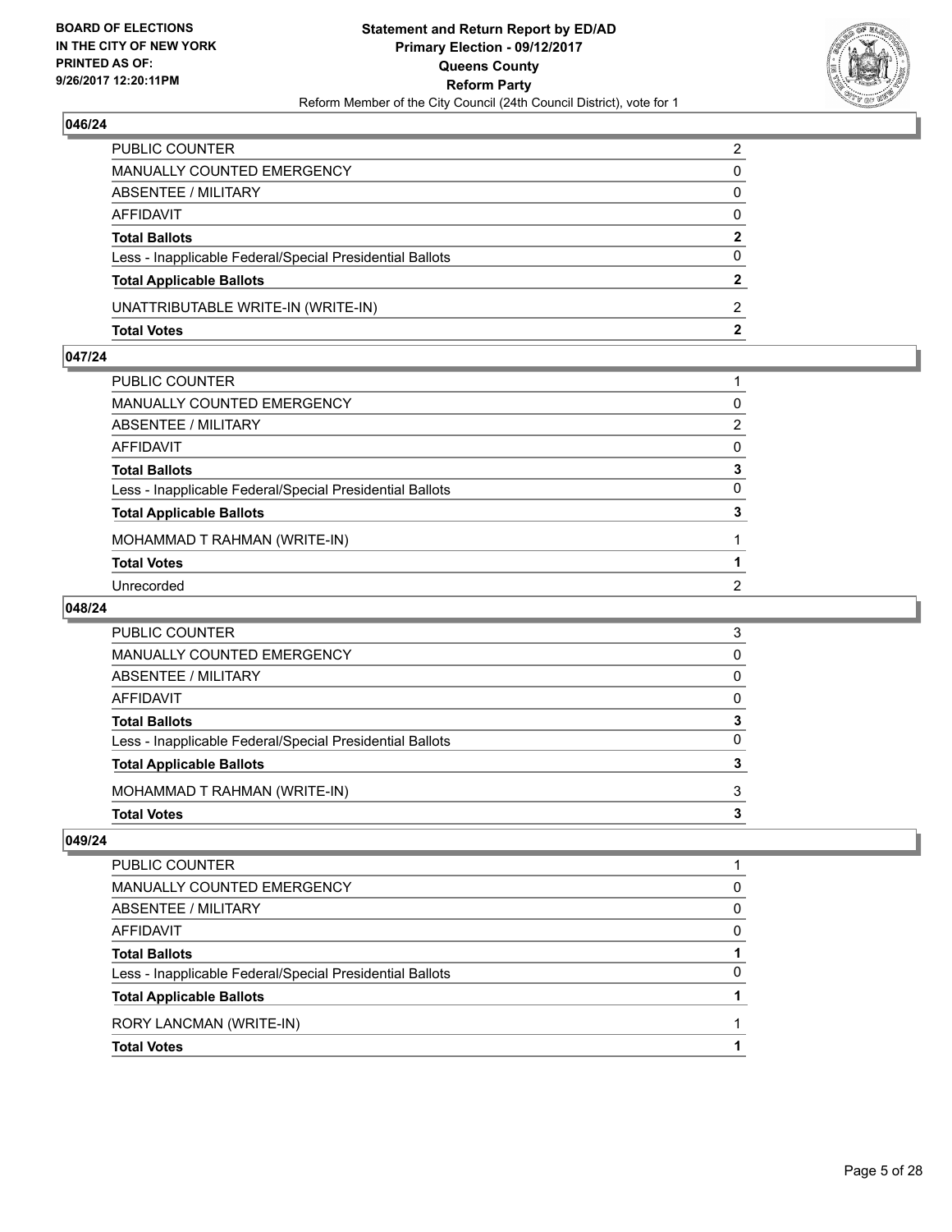## 046/24

| | |
|---|---|
| PUBLIC COUNTER | 2 |
| MANUALLY COUNTED EMERGENCY | 0 |
| ABSENTEE / MILITARY | 0 |
| AFFIDAVIT | 0 |
| **Total Ballots** | **2** |
| Less - Inapplicable Federal/Special Presidential Ballots | 0 |
| **Total Applicable Ballots** | **2** |
| UNATTRIBUTABLE WRITE-IN (WRITE-IN) | 2 |
| **Total Votes** | **2** |

## 047/24

| | |
|---|---|
| PUBLIC COUNTER | 1 |
| MANUALLY COUNTED EMERGENCY | 0 |
| ABSENTEE / MILITARY | 2 |
| AFFIDAVIT | 0 |
| **Total Ballots** | **3** |
| Less - Inapplicable Federal/Special Presidential Ballots | 0 |
| **Total Applicable Ballots** | **3** |
| MOHAMMAD T RAHMAN (WRITE-IN) | 1 |
| **Total Votes** | **1** |
| Unrecorded | 2 |

## 048/24

| | |
|---|---|
| PUBLIC COUNTER | 3 |
| MANUALLY COUNTED EMERGENCY | 0 |
| ABSENTEE / MILITARY | 0 |
| AFFIDAVIT | 0 |
| **Total Ballots** | **3** |
| Less - Inapplicable Federal/Special Presidential Ballots | 0 |
| **Total Applicable Ballots** | **3** |
| MOHAMMAD T RAHMAN (WRITE-IN) | 3 |
| **Total Votes** | **3** |

## 049/24

| | |
|---|---|
| PUBLIC COUNTER | 1 |
| MANUALLY COUNTED EMERGENCY | 0 |
| ABSENTEE / MILITARY | 0 |
| AFFIDAVIT | 0 |
| **Total Ballots** | **1** |
| Less - Inapplicable Federal/Special Presidential Ballots | 0 |
| **Total Applicable Ballots** | **1** |
| RORY LANCMAN (WRITE-IN) | 1 |
| **Total Votes** | **1** |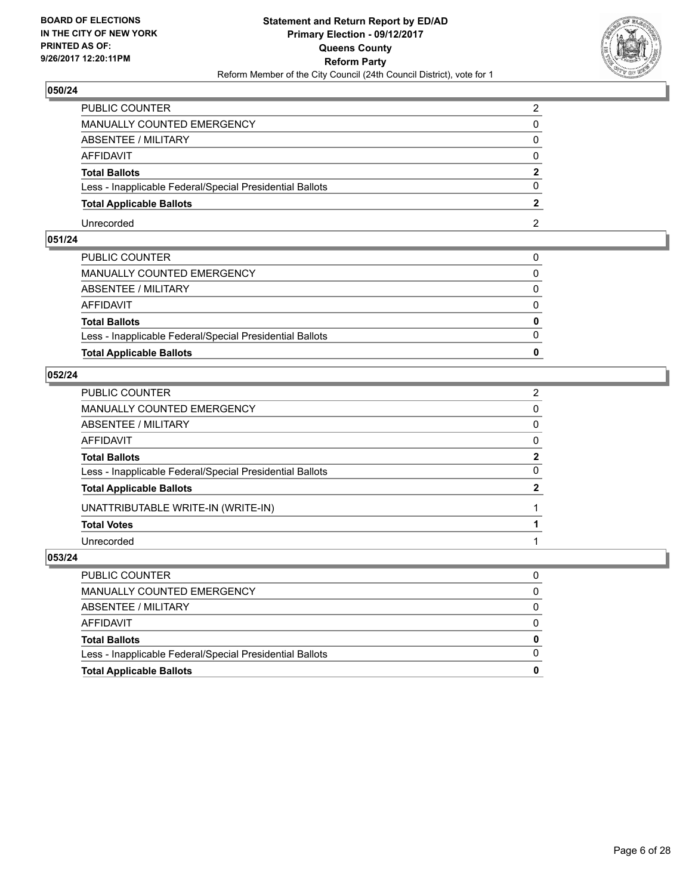**BOARD OF ELECTIONS IN THE CITY OF NEW YORK PRINTED AS OF: 9/26/2017 12:20:11PM**

**Statement and Return Report by ED/AD Primary Election - 09/12/2017 Queens County Reform Party**

Reform Member of the City Council (24th Council District), vote for 1

## 050/24

| | |
|---|---|
| PUBLIC COUNTER | 2 |
| MANUALLY COUNTED EMERGENCY | 0 |
| ABSENTEE / MILITARY | 0 |
| AFFIDAVIT | 0 |
| **Total Ballots** | **2** |
| Less - Inapplicable Federal/Special Presidential Ballots | 0 |
| **Total Applicable Ballots** | **2** |
| Unrecorded | 2 |

## 051/24

| | |
|---|---|
| PUBLIC COUNTER | 0 |
| MANUALLY COUNTED EMERGENCY | 0 |
| ABSENTEE / MILITARY | 0 |
| AFFIDAVIT | 0 |
| **Total Ballots** | **0** |
| Less - Inapplicable Federal/Special Presidential Ballots | 0 |
| **Total Applicable Ballots** | **0** |

## 052/24

| | |
|---|---|
| PUBLIC COUNTER | 2 |
| MANUALLY COUNTED EMERGENCY | 0 |
| ABSENTEE / MILITARY | 0 |
| AFFIDAVIT | 0 |
| **Total Ballots** | **2** |
| Less - Inapplicable Federal/Special Presidential Ballots | 0 |
| **Total Applicable Ballots** | **2** |
| UNATTRIBUTABLE WRITE-IN (WRITE-IN) | 1 |
| **Total Votes** | **1** |
| Unrecorded | 1 |

## 053/24

| | |
|---|---|
| PUBLIC COUNTER | 0 |
| MANUALLY COUNTED EMERGENCY | 0 |
| ABSENTEE / MILITARY | 0 |
| AFFIDAVIT | 0 |
| **Total Ballots** | **0** |
| Less - Inapplicable Federal/Special Presidential Ballots | 0 |
| **Total Applicable Ballots** | **0** |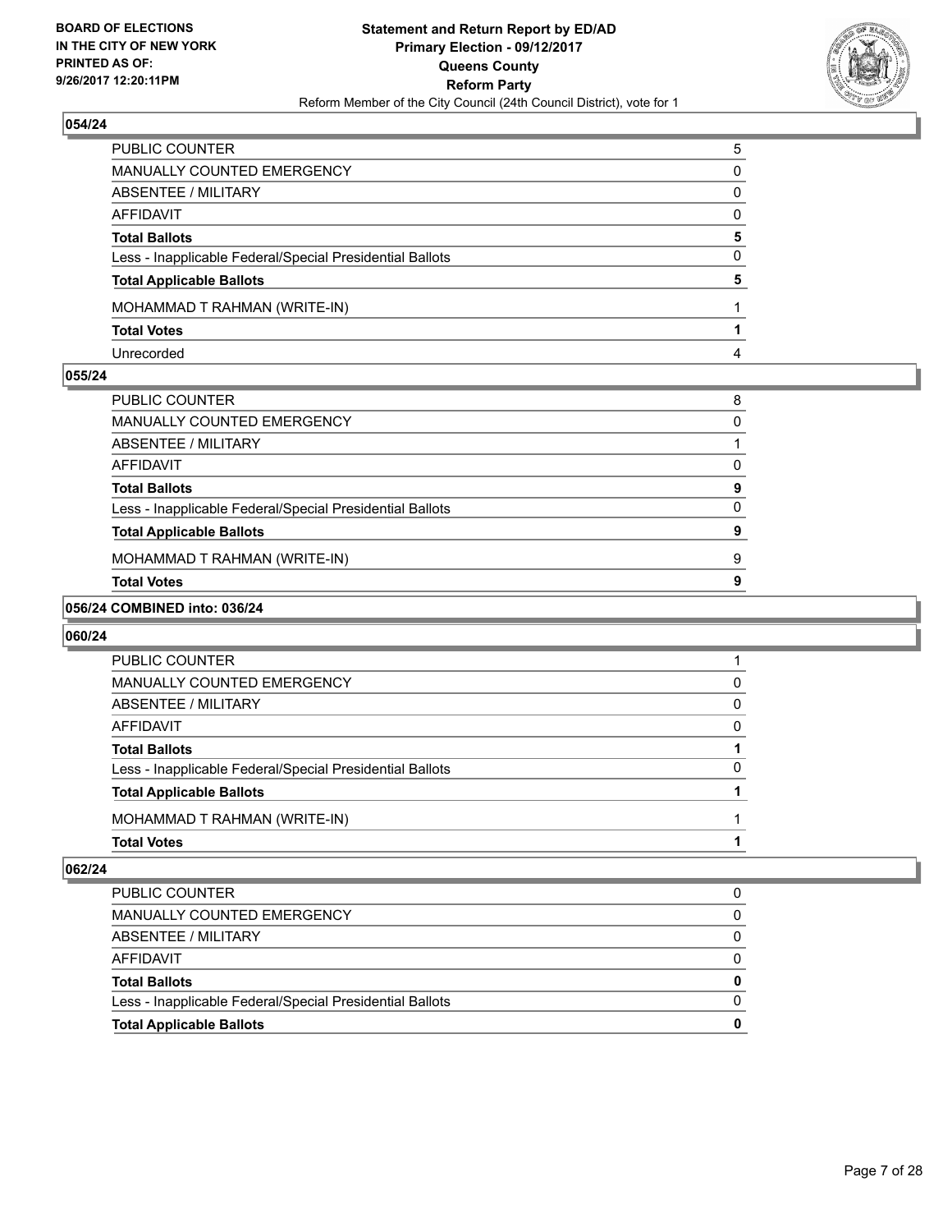**BOARD OF ELECTIONS IN THE CITY OF NEW YORK PRINTED AS OF: 9/26/2017 12:20:11PM**

**Statement and Return Report by ED/AD Primary Election - 09/12/2017 Queens County Reform Party**

Reform Member of the City Council (24th Council District), vote for 1

## 054/24

| | |
|---|---|
| PUBLIC COUNTER | 5 |
| MANUALLY COUNTED EMERGENCY | 0 |
| ABSENTEE / MILITARY | 0 |
| AFFIDAVIT | 0 |
| **Total Ballots** | **5** |
| Less - Inapplicable Federal/Special Presidential Ballots | 0 |
| **Total Applicable Ballots** | **5** |
| MOHAMMAD T RAHMAN (WRITE-IN) | 1 |
| **Total Votes** | **1** |
| Unrecorded | 4 |

## 055/24

| | |
|---|---|
| PUBLIC COUNTER | 8 |
| MANUALLY COUNTED EMERGENCY | 0 |
| ABSENTEE / MILITARY | 1 |
| AFFIDAVIT | 0 |
| **Total Ballots** | **9** |
| Less - Inapplicable Federal/Special Presidential Ballots | 0 |
| **Total Applicable Ballots** | **9** |
| MOHAMMAD T RAHMAN (WRITE-IN) | 9 |
| **Total Votes** | **9** |

## 056/24 COMBINED into: 036/24

## 060/24

| | |
|---|---|
| PUBLIC COUNTER | 1 |
| MANUALLY COUNTED EMERGENCY | 0 |
| ABSENTEE / MILITARY | 0 |
| AFFIDAVIT | 0 |
| **Total Ballots** | **1** |
| Less - Inapplicable Federal/Special Presidential Ballots | 0 |
| **Total Applicable Ballots** | **1** |
| MOHAMMAD T RAHMAN (WRITE-IN) | 1 |
| **Total Votes** | **1** |

## 062/24

| | |
|---|---|
| PUBLIC COUNTER | 0 |
| MANUALLY COUNTED EMERGENCY | 0 |
| ABSENTEE / MILITARY | 0 |
| AFFIDAVIT | 0 |
| **Total Ballots** | **0** |
| Less - Inapplicable Federal/Special Presidential Ballots | 0 |
| **Total Applicable Ballots** | **0** |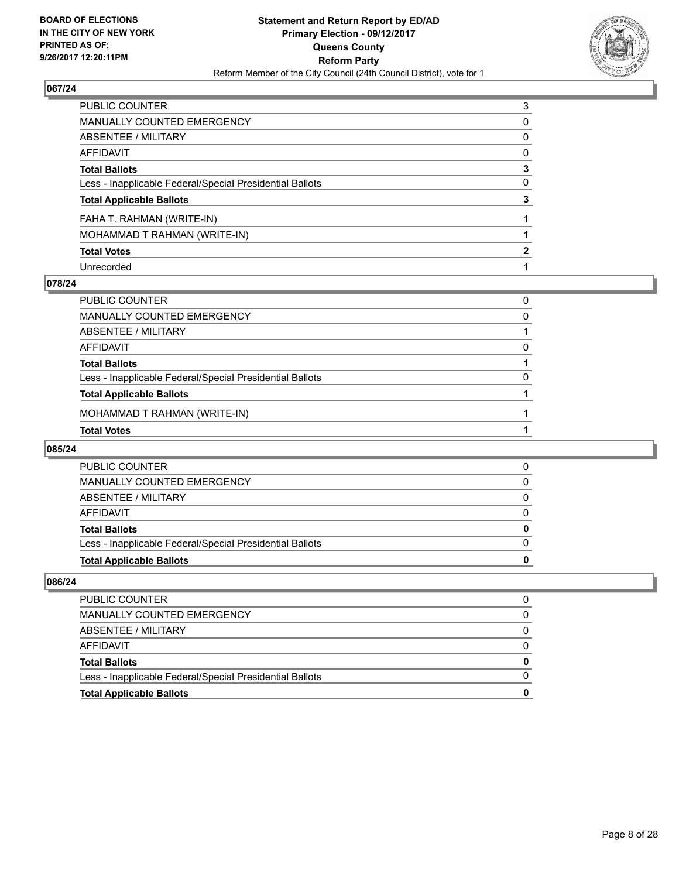**BOARD OF ELECTIONS IN THE CITY OF NEW YORK PRINTED AS OF: 9/26/2017 12:20:11PM**

**Statement and Return Report by ED/AD**
**Primary Election - 09/12/2017**
**Queens County**
**Reform Party**
Reform Member of the City Council (24th Council District), vote for 1

### 067/24

| | |
|---|---|
| PUBLIC COUNTER | 3 |
| MANUALLY COUNTED EMERGENCY | 0 |
| ABSENTEE / MILITARY | 0 |
| AFFIDAVIT | 0 |
| **Total Ballots** | **3** |
| Less - Inapplicable Federal/Special Presidential Ballots | 0 |
| **Total Applicable Ballots** | **3** |
| FAHA T. RAHMAN (WRITE-IN) | 1 |
| MOHAMMAD T RAHMAN (WRITE-IN) | 1 |
| **Total Votes** | **2** |
| Unrecorded | 1 |

### 078/24

| | |
|---|---|
| PUBLIC COUNTER | 0 |
| MANUALLY COUNTED EMERGENCY | 0 |
| ABSENTEE / MILITARY | 1 |
| AFFIDAVIT | 0 |
| **Total Ballots** | **1** |
| Less - Inapplicable Federal/Special Presidential Ballots | 0 |
| **Total Applicable Ballots** | **1** |
| MOHAMMAD T RAHMAN (WRITE-IN) | 1 |
| **Total Votes** | **1** |

### 085/24

| | |
|---|---|
| PUBLIC COUNTER | 0 |
| MANUALLY COUNTED EMERGENCY | 0 |
| ABSENTEE / MILITARY | 0 |
| AFFIDAVIT | 0 |
| **Total Ballots** | **0** |
| Less - Inapplicable Federal/Special Presidential Ballots | 0 |
| **Total Applicable Ballots** | **0** |

### 086/24

| | |
|---|---|
| PUBLIC COUNTER | 0 |
| MANUALLY COUNTED EMERGENCY | 0 |
| ABSENTEE / MILITARY | 0 |
| AFFIDAVIT | 0 |
| **Total Ballots** | **0** |
| Less - Inapplicable Federal/Special Presidential Ballots | 0 |
| **Total Applicable Ballots** | **0** |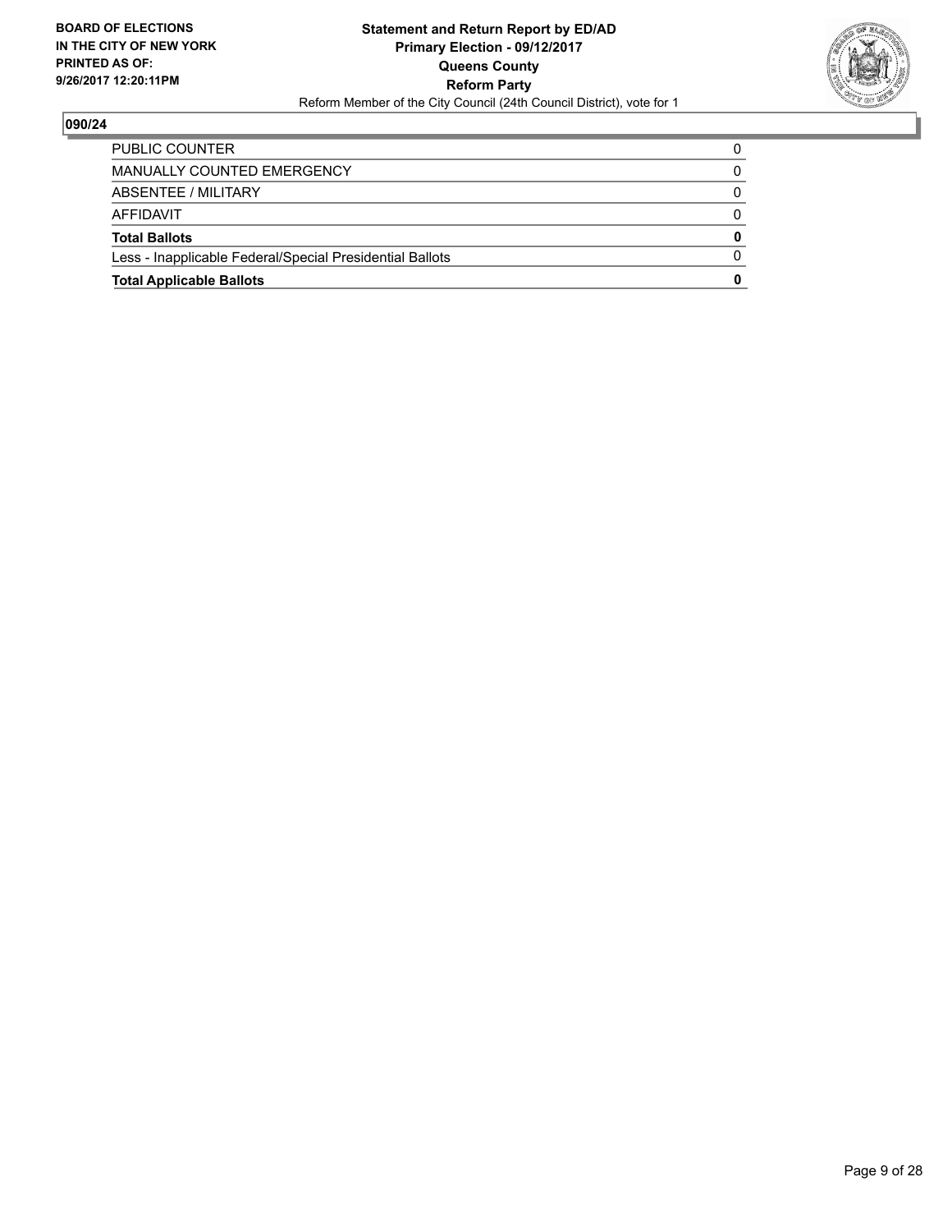**BOARD OF ELECTIONS IN THE CITY OF NEW YORK PRINTED AS OF: 9/26/2017 12:20:11PM**

**Statement and Return Report by ED/AD**
**Primary Election - 09/12/2017**
**Queens County**
**Reform Party**
Reform Member of the City Council (24th Council District), vote for 1

**090/24**

| | |
|---|---|
| PUBLIC COUNTER | 0 |
| MANUALLY COUNTED EMERGENCY | 0 |
| ABSENTEE / MILITARY | 0 |
| AFFIDAVIT | 0 |
| **Total Ballots** | **0** |
| Less - Inapplicable Federal/Special Presidential Ballots | 0 |
| **Total Applicable Ballots** | **0** |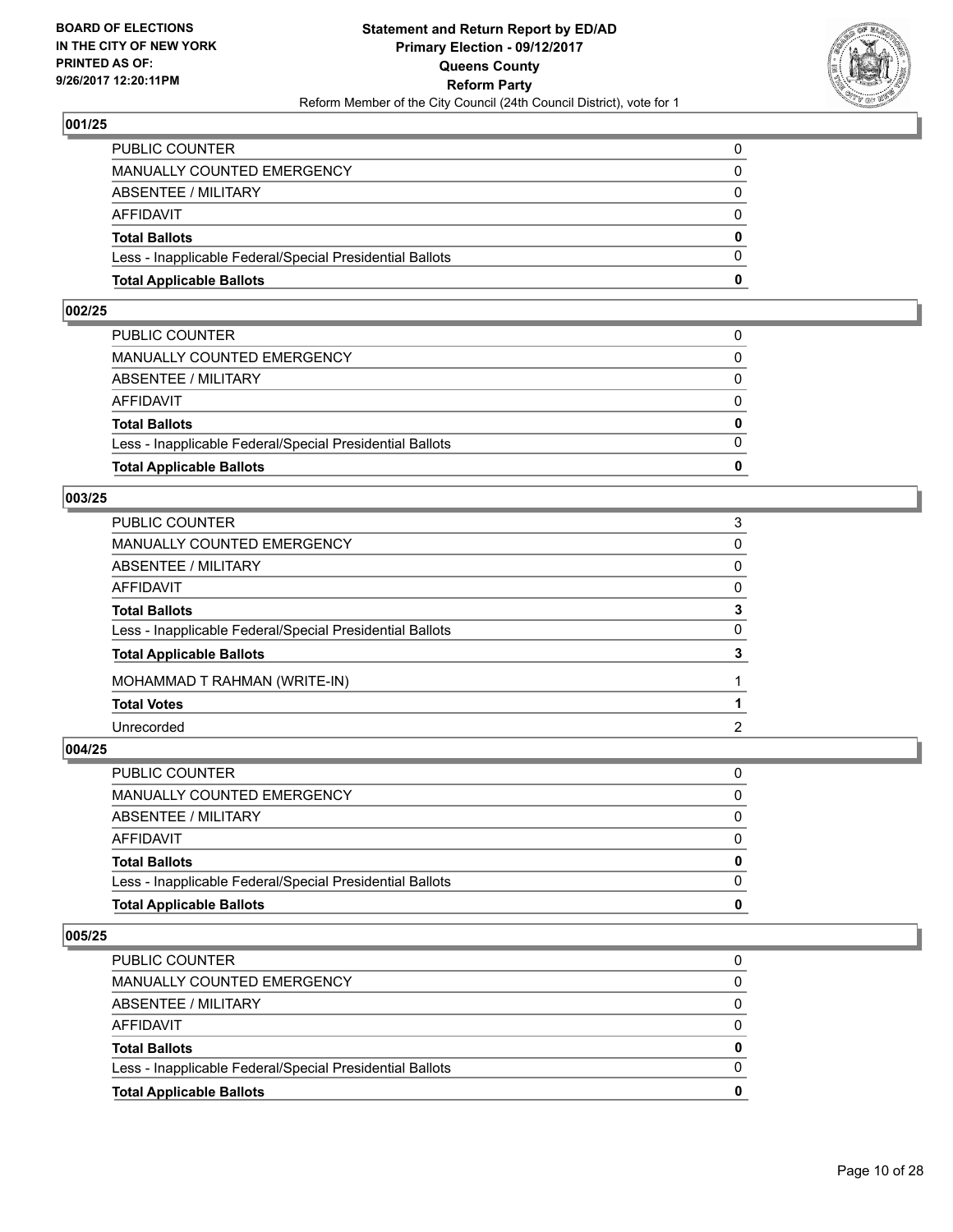## 001/25

| | |
|---|---|
| PUBLIC COUNTER | 0 |
| MANUALLY COUNTED EMERGENCY | 0 |
| ABSENTEE / MILITARY | 0 |
| AFFIDAVIT | 0 |
| **Total Ballots** | **0** |
| Less - Inapplicable Federal/Special Presidential Ballots | 0 |
| **Total Applicable Ballots** | **0** |

## 002/25

| | |
|---|---|
| PUBLIC COUNTER | 0 |
| MANUALLY COUNTED EMERGENCY | 0 |
| ABSENTEE / MILITARY | 0 |
| AFFIDAVIT | 0 |
| **Total Ballots** | **0** |
| Less - Inapplicable Federal/Special Presidential Ballots | 0 |
| **Total Applicable Ballots** | **0** |

## 003/25

| | |
|---|---|
| PUBLIC COUNTER | 3 |
| MANUALLY COUNTED EMERGENCY | 0 |
| ABSENTEE / MILITARY | 0 |
| AFFIDAVIT | 0 |
| **Total Ballots** | **3** |
| Less - Inapplicable Federal/Special Presidential Ballots | 0 |
| **Total Applicable Ballots** | **3** |
| MOHAMMAD T RAHMAN (WRITE-IN) | 1 |
| **Total Votes** | **1** |
| Unrecorded | 2 |

## 004/25

| | |
|---|---|
| PUBLIC COUNTER | 0 |
| MANUALLY COUNTED EMERGENCY | 0 |
| ABSENTEE / MILITARY | 0 |
| AFFIDAVIT | 0 |
| **Total Ballots** | **0** |
| Less - Inapplicable Federal/Special Presidential Ballots | 0 |
| **Total Applicable Ballots** | **0** |

## 005/25

| | |
|---|---|
| PUBLIC COUNTER | 0 |
| MANUALLY COUNTED EMERGENCY | 0 |
| ABSENTEE / MILITARY | 0 |
| AFFIDAVIT | 0 |
| **Total Ballots** | **0** |
| Less - Inapplicable Federal/Special Presidential Ballots | 0 |
| **Total Applicable Ballots** | **0** |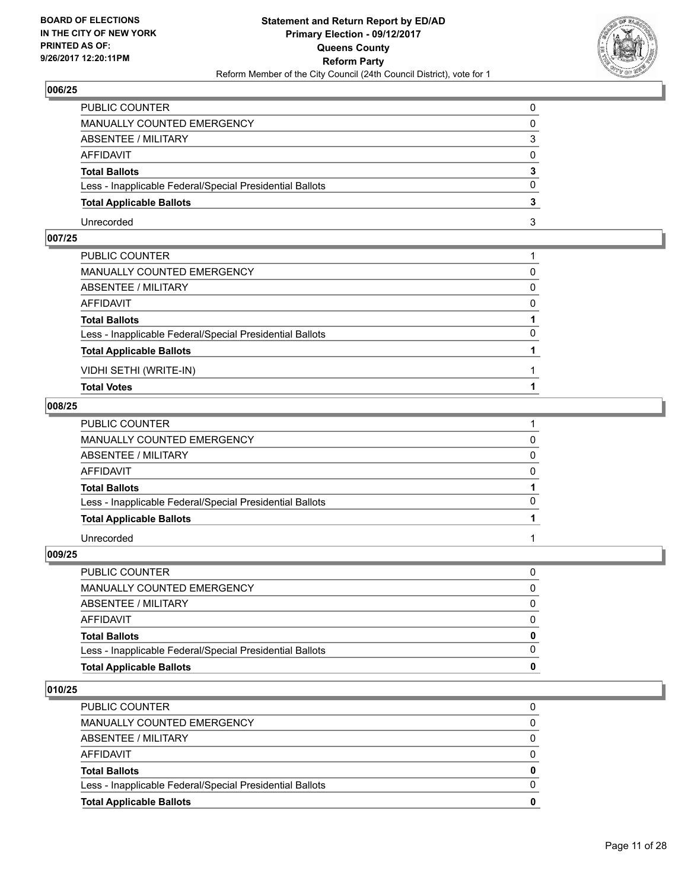### 006/25

| | |
|---|---|
| PUBLIC COUNTER | 0 |
| MANUALLY COUNTED EMERGENCY | 0 |
| ABSENTEE / MILITARY | 3 |
| AFFIDAVIT | 0 |
| **Total Ballots** | **3** |
| Less - Inapplicable Federal/Special Presidential Ballots | 0 |
| **Total Applicable Ballots** | **3** |
| Unrecorded | 3 |

### 007/25

| | |
|---|---|
| PUBLIC COUNTER | 1 |
| MANUALLY COUNTED EMERGENCY | 0 |
| ABSENTEE / MILITARY | 0 |
| AFFIDAVIT | 0 |
| **Total Ballots** | **1** |
| Less - Inapplicable Federal/Special Presidential Ballots | 0 |
| **Total Applicable Ballots** | **1** |
| VIDHI SETHI (WRITE-IN) | 1 |
| **Total Votes** | **1** |

### 008/25

| | |
|---|---|
| PUBLIC COUNTER | 1 |
| MANUALLY COUNTED EMERGENCY | 0 |
| ABSENTEE / MILITARY | 0 |
| AFFIDAVIT | 0 |
| **Total Ballots** | **1** |
| Less - Inapplicable Federal/Special Presidential Ballots | 0 |
| **Total Applicable Ballots** | **1** |
| Unrecorded | 1 |

### 009/25

| | |
|---|---|
| PUBLIC COUNTER | 0 |
| MANUALLY COUNTED EMERGENCY | 0 |
| ABSENTEE / MILITARY | 0 |
| AFFIDAVIT | 0 |
| **Total Ballots** | **0** |
| Less - Inapplicable Federal/Special Presidential Ballots | 0 |
| **Total Applicable Ballots** | **0** |

### 010/25

| | |
|---|---|
| PUBLIC COUNTER | 0 |
| MANUALLY COUNTED EMERGENCY | 0 |
| ABSENTEE / MILITARY | 0 |
| AFFIDAVIT | 0 |
| **Total Ballots** | **0** |
| Less - Inapplicable Federal/Special Presidential Ballots | 0 |
| **Total Applicable Ballots** | **0** |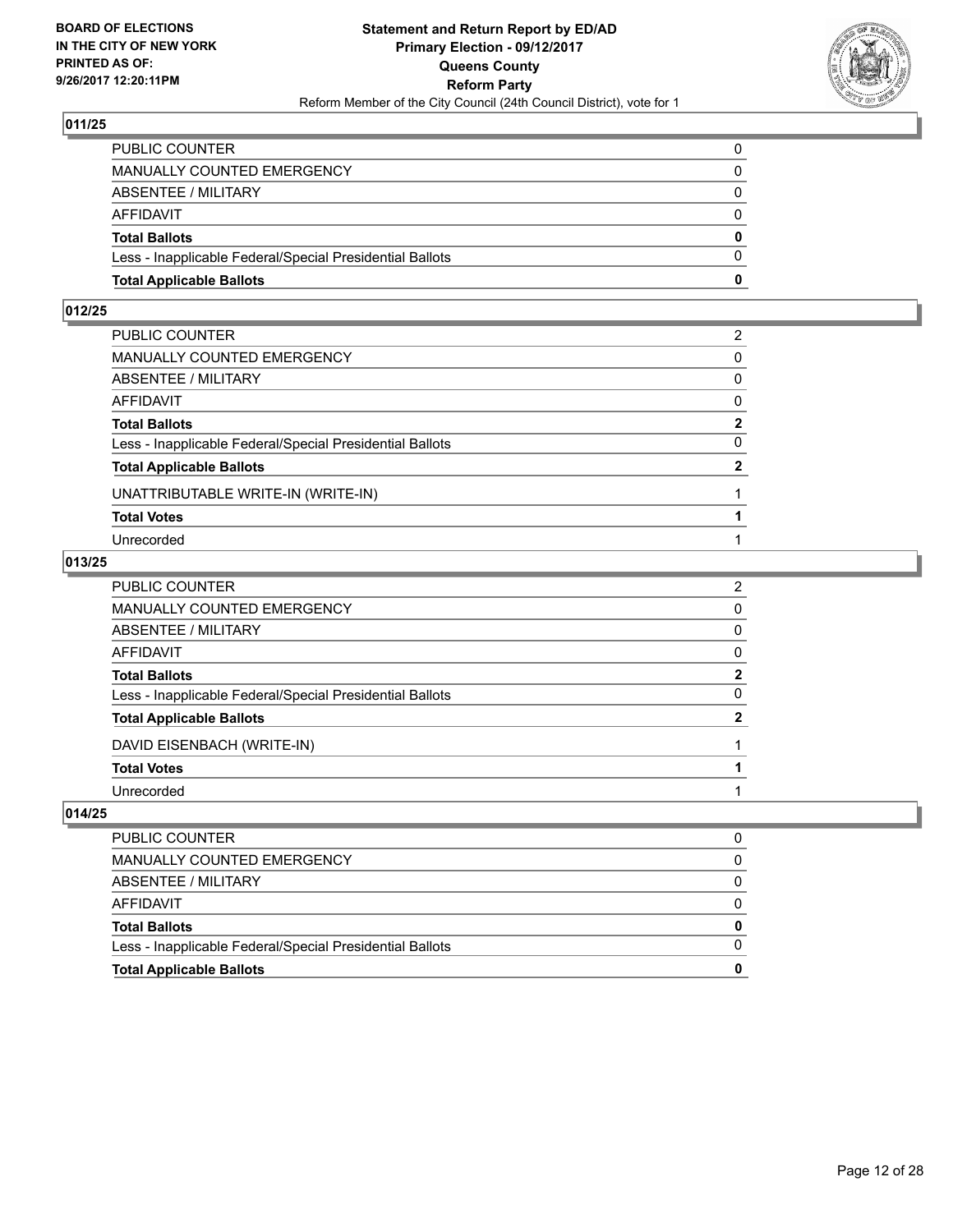**BOARD OF ELECTIONS IN THE CITY OF NEW YORK PRINTED AS OF: 9/26/2017 12:20:11PM**

**Statement and Return Report by ED/AD Primary Election - 09/12/2017 Queens County Reform Party**
Reform Member of the City Council (24th Council District), vote for 1

## 011/25

| | |
|---|---|
| PUBLIC COUNTER | 0 |
| MANUALLY COUNTED EMERGENCY | 0 |
| ABSENTEE / MILITARY | 0 |
| AFFIDAVIT | 0 |
| **Total Ballots** | **0** |
| Less - Inapplicable Federal/Special Presidential Ballots | 0 |
| **Total Applicable Ballots** | **0** |

## 012/25

| | |
|---|---|
| PUBLIC COUNTER | 2 |
| MANUALLY COUNTED EMERGENCY | 0 |
| ABSENTEE / MILITARY | 0 |
| AFFIDAVIT | 0 |
| **Total Ballots** | **2** |
| Less - Inapplicable Federal/Special Presidential Ballots | 0 |
| **Total Applicable Ballots** | **2** |
| UNATTRIBUTABLE WRITE-IN (WRITE-IN) | 1 |
| **Total Votes** | **1** |
| Unrecorded | 1 |

## 013/25

| | |
|---|---|
| PUBLIC COUNTER | 2 |
| MANUALLY COUNTED EMERGENCY | 0 |
| ABSENTEE / MILITARY | 0 |
| AFFIDAVIT | 0 |
| **Total Ballots** | **2** |
| Less - Inapplicable Federal/Special Presidential Ballots | 0 |
| **Total Applicable Ballots** | **2** |
| DAVID EISENBACH (WRITE-IN) | 1 |
| **Total Votes** | **1** |
| Unrecorded | 1 |

## 014/25

| | |
|---|---|
| PUBLIC COUNTER | 0 |
| MANUALLY COUNTED EMERGENCY | 0 |
| ABSENTEE / MILITARY | 0 |
| AFFIDAVIT | 0 |
| **Total Ballots** | **0** |
| Less - Inapplicable Federal/Special Presidential Ballots | 0 |
| **Total Applicable Ballots** | **0** |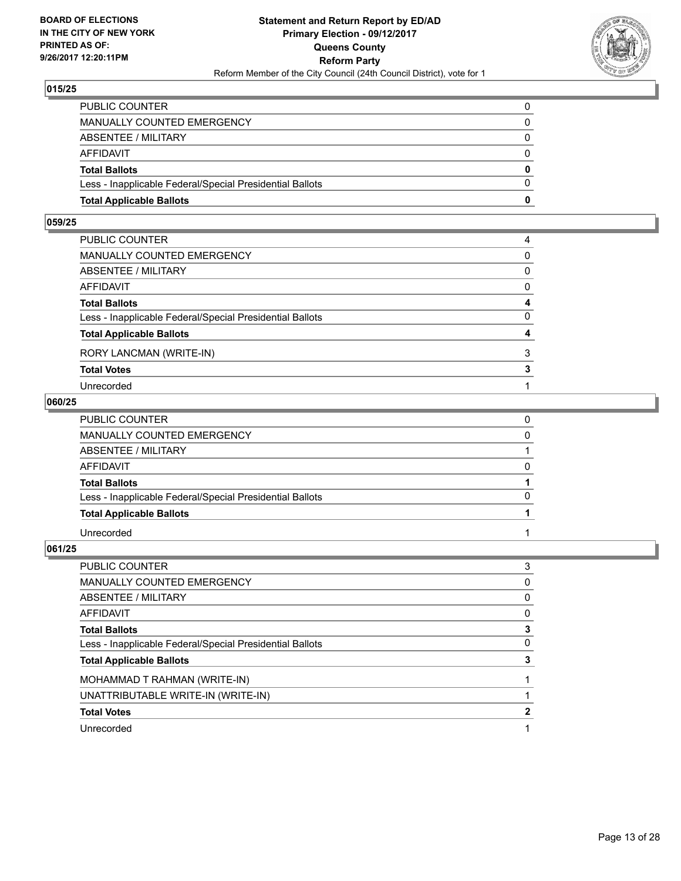**BOARD OF ELECTIONS IN THE CITY OF NEW YORK PRINTED AS OF: 9/26/2017 12:20:11PM**

**Statement and Return Report by ED/AD**
**Primary Election - 09/12/2017**
**Queens County**
**Reform Party**
Reform Member of the City Council (24th Council District), vote for 1

## 015/25

| | |
|---|---|
| PUBLIC COUNTER | 0 |
| MANUALLY COUNTED EMERGENCY | 0 |
| ABSENTEE / MILITARY | 0 |
| AFFIDAVIT | 0 |
| **Total Ballots** | **0** |
| Less - Inapplicable Federal/Special Presidential Ballots | 0 |
| **Total Applicable Ballots** | **0** |

## 059/25

| | |
|---|---|
| PUBLIC COUNTER | 4 |
| MANUALLY COUNTED EMERGENCY | 0 |
| ABSENTEE / MILITARY | 0 |
| AFFIDAVIT | 0 |
| **Total Ballots** | **4** |
| Less - Inapplicable Federal/Special Presidential Ballots | 0 |
| **Total Applicable Ballots** | **4** |
| RORY LANCMAN (WRITE-IN) | 3 |
| **Total Votes** | **3** |
| Unrecorded | 1 |

## 060/25

| | |
|---|---|
| PUBLIC COUNTER | 0 |
| MANUALLY COUNTED EMERGENCY | 0 |
| ABSENTEE / MILITARY | 1 |
| AFFIDAVIT | 0 |
| **Total Ballots** | **1** |
| Less - Inapplicable Federal/Special Presidential Ballots | 0 |
| **Total Applicable Ballots** | **1** |
| Unrecorded | 1 |

## 061/25

| | |
|---|---|
| PUBLIC COUNTER | 3 |
| MANUALLY COUNTED EMERGENCY | 0 |
| ABSENTEE / MILITARY | 0 |
| AFFIDAVIT | 0 |
| **Total Ballots** | **3** |
| Less - Inapplicable Federal/Special Presidential Ballots | 0 |
| **Total Applicable Ballots** | **3** |
| MOHAMMAD T RAHMAN (WRITE-IN) | 1 |
| UNATTRIBUTABLE WRITE-IN (WRITE-IN) | 1 |
| **Total Votes** | **2** |
| Unrecorded | 1 |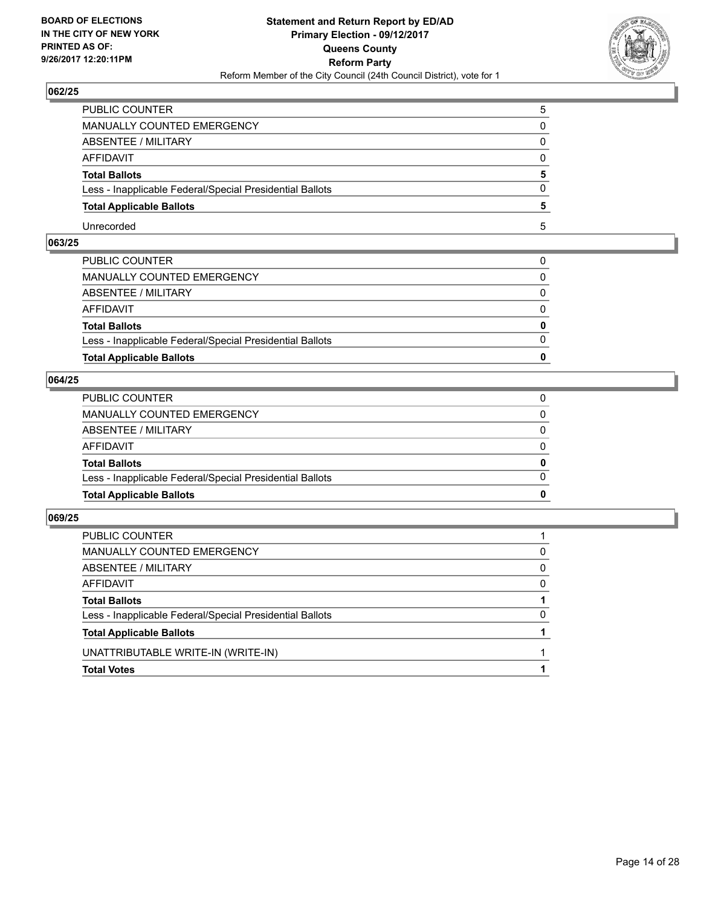**BOARD OF ELECTIONS IN THE CITY OF NEW YORK PRINTED AS OF: 9/26/2017 12:20:11PM**

**Statement and Return Report by ED/AD Primary Election - 09/12/2017 Queens County Reform Party**

Reform Member of the City Council (24th Council District), vote for 1

### 062/25

| | |
|---|---|
| PUBLIC COUNTER | 5 |
| MANUALLY COUNTED EMERGENCY | 0 |
| ABSENTEE / MILITARY | 0 |
| AFFIDAVIT | 0 |
| **Total Ballots** | **5** |
| Less - Inapplicable Federal/Special Presidential Ballots | 0 |
| **Total Applicable Ballots** | **5** |
| Unrecorded | 5 |

### 063/25

| | |
|---|---|
| PUBLIC COUNTER | 0 |
| MANUALLY COUNTED EMERGENCY | 0 |
| ABSENTEE / MILITARY | 0 |
| AFFIDAVIT | 0 |
| **Total Ballots** | **0** |
| Less - Inapplicable Federal/Special Presidential Ballots | 0 |
| **Total Applicable Ballots** | **0** |

### 064/25

| | |
|---|---|
| PUBLIC COUNTER | 0 |
| MANUALLY COUNTED EMERGENCY | 0 |
| ABSENTEE / MILITARY | 0 |
| AFFIDAVIT | 0 |
| **Total Ballots** | **0** |
| Less - Inapplicable Federal/Special Presidential Ballots | 0 |
| **Total Applicable Ballots** | **0** |

### 069/25

| | |
|---|---|
| PUBLIC COUNTER | 1 |
| MANUALLY COUNTED EMERGENCY | 0 |
| ABSENTEE / MILITARY | 0 |
| AFFIDAVIT | 0 |
| **Total Ballots** | **1** |
| Less - Inapplicable Federal/Special Presidential Ballots | 0 |
| **Total Applicable Ballots** | **1** |
| UNATTRIBUTABLE WRITE-IN (WRITE-IN) | 1 |
| **Total Votes** | **1** |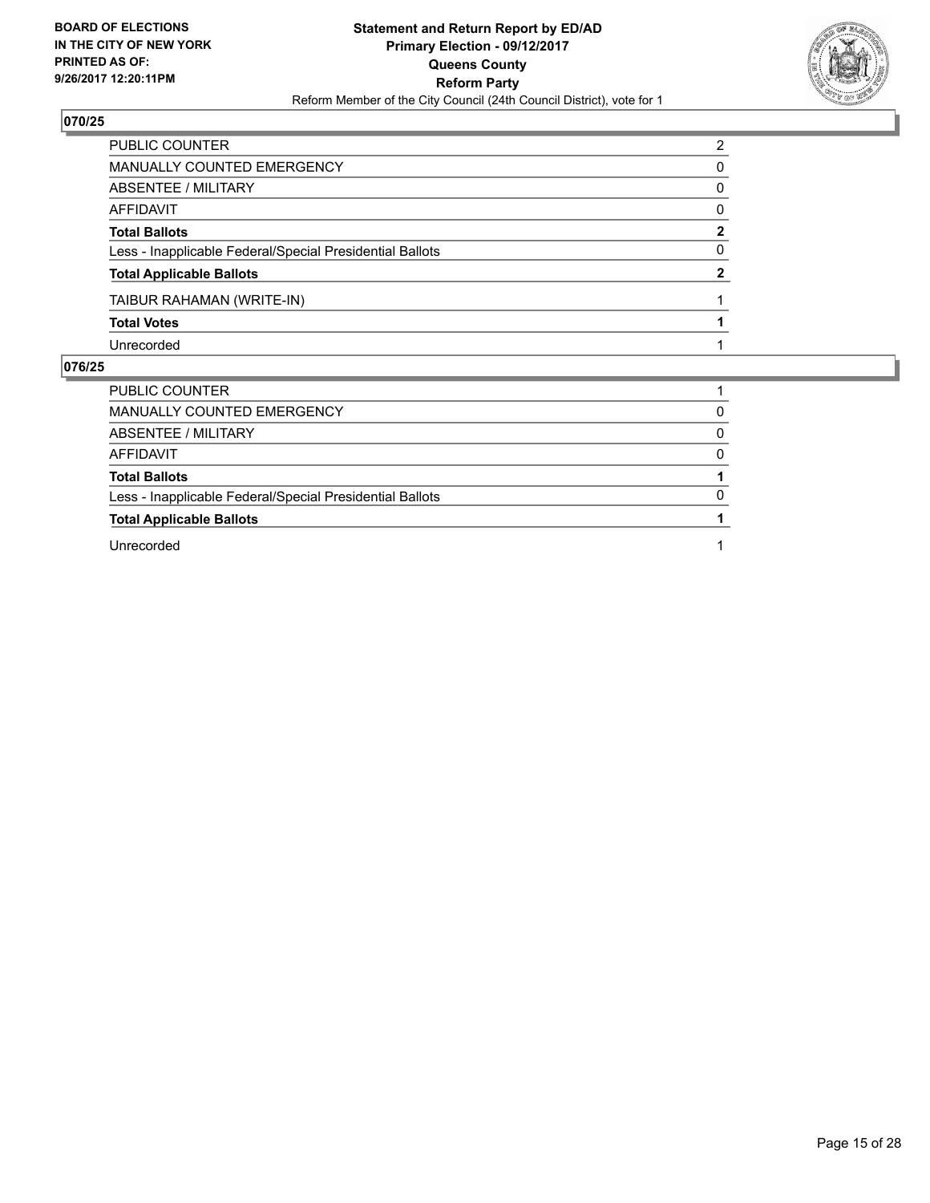**BOARD OF ELECTIONS IN THE CITY OF NEW YORK PRINTED AS OF: 9/26/2017 12:20:11PM**

**Statement and Return Report by ED/AD**
**Primary Election - 09/12/2017**
**Queens County**
**Reform Party**
Reform Member of the City Council (24th Council District), vote for 1

## 070/25

| | |
|---|---|
| PUBLIC COUNTER | 2 |
| MANUALLY COUNTED EMERGENCY | 0 |
| ABSENTEE / MILITARY | 0 |
| AFFIDAVIT | 0 |
| **Total Ballots** | **2** |
| Less - Inapplicable Federal/Special Presidential Ballots | 0 |
| **Total Applicable Ballots** | **2** |
| TAIBUR RAHAMAN (WRITE-IN) | 1 |
| **Total Votes** | **1** |
| Unrecorded | 1 |

## 076/25

| | |
|---|---|
| PUBLIC COUNTER | 1 |
| MANUALLY COUNTED EMERGENCY | 0 |
| ABSENTEE / MILITARY | 0 |
| AFFIDAVIT | 0 |
| **Total Ballots** | **1** |
| Less - Inapplicable Federal/Special Presidential Ballots | 0 |
| **Total Applicable Ballots** | **1** |
| Unrecorded | 1 |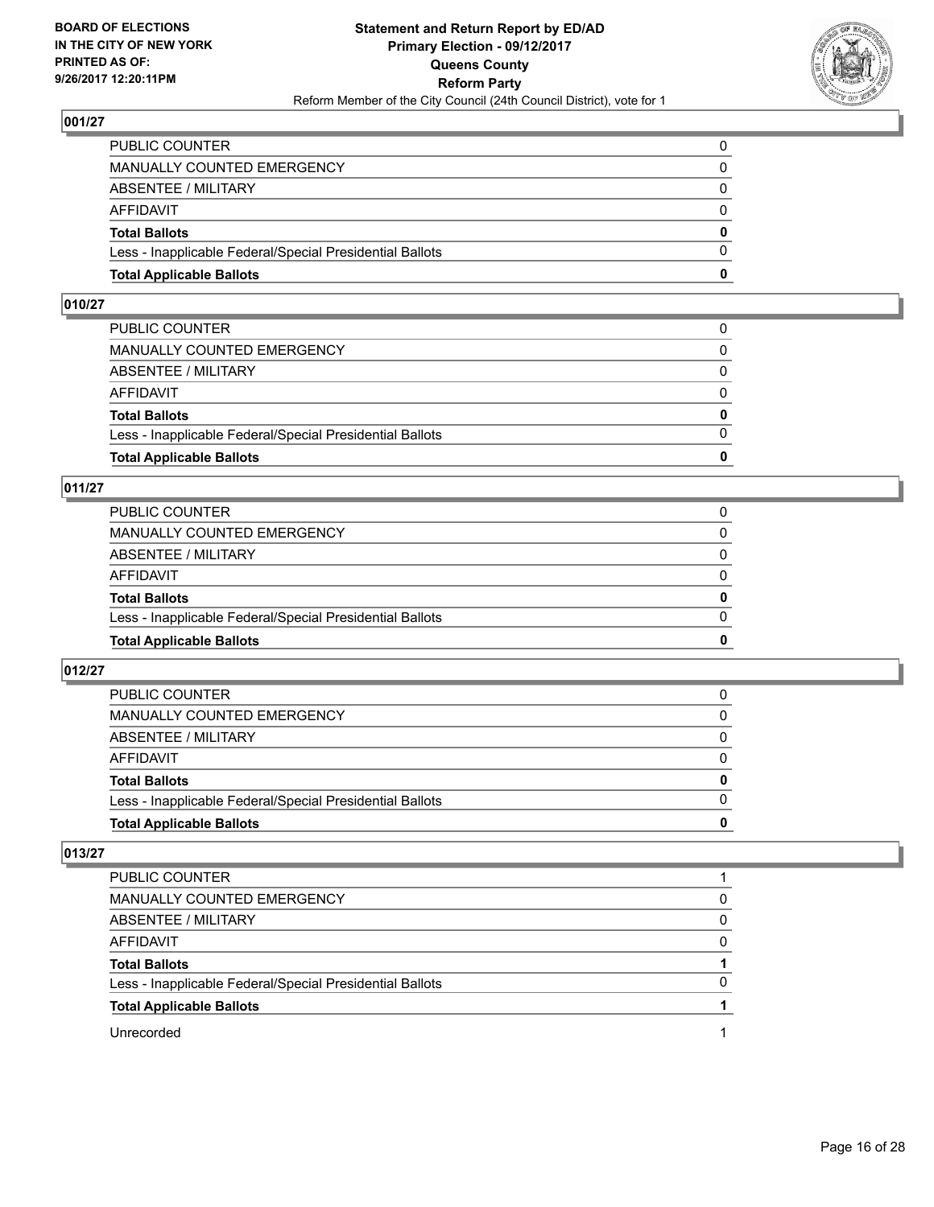**BOARD OF ELECTIONS IN THE CITY OF NEW YORK PRINTED AS OF: 9/26/2017 12:20:11PM**

**Statement and Return Report by ED/AD Primary Election - 09/12/2017 Queens County Reform Party**

Reform Member of the City Council (24th Council District), vote for 1

## 001/27

| | |
|---|---|
| PUBLIC COUNTER | 0 |
| MANUALLY COUNTED EMERGENCY | 0 |
| ABSENTEE / MILITARY | 0 |
| AFFIDAVIT | 0 |
| **Total Ballots** | **0** |
| Less - Inapplicable Federal/Special Presidential Ballots | 0 |
| **Total Applicable Ballots** | **0** |

## 010/27

| | |
|---|---|
| PUBLIC COUNTER | 0 |
| MANUALLY COUNTED EMERGENCY | 0 |
| ABSENTEE / MILITARY | 0 |
| AFFIDAVIT | 0 |
| **Total Ballots** | **0** |
| Less - Inapplicable Federal/Special Presidential Ballots | 0 |
| **Total Applicable Ballots** | **0** |

## 011/27

| | |
|---|---|
| PUBLIC COUNTER | 0 |
| MANUALLY COUNTED EMERGENCY | 0 |
| ABSENTEE / MILITARY | 0 |
| AFFIDAVIT | 0 |
| **Total Ballots** | **0** |
| Less - Inapplicable Federal/Special Presidential Ballots | 0 |
| **Total Applicable Ballots** | **0** |

## 012/27

| | |
|---|---|
| PUBLIC COUNTER | 0 |
| MANUALLY COUNTED EMERGENCY | 0 |
| ABSENTEE / MILITARY | 0 |
| AFFIDAVIT | 0 |
| **Total Ballots** | **0** |
| Less - Inapplicable Federal/Special Presidential Ballots | 0 |
| **Total Applicable Ballots** | **0** |

## 013/27

| | |
|---|---|
| PUBLIC COUNTER | 1 |
| MANUALLY COUNTED EMERGENCY | 0 |
| ABSENTEE / MILITARY | 0 |
| AFFIDAVIT | 0 |
| **Total Ballots** | **1** |
| Less - Inapplicable Federal/Special Presidential Ballots | 0 |
| **Total Applicable Ballots** | **1** |
| Unrecorded | 1 |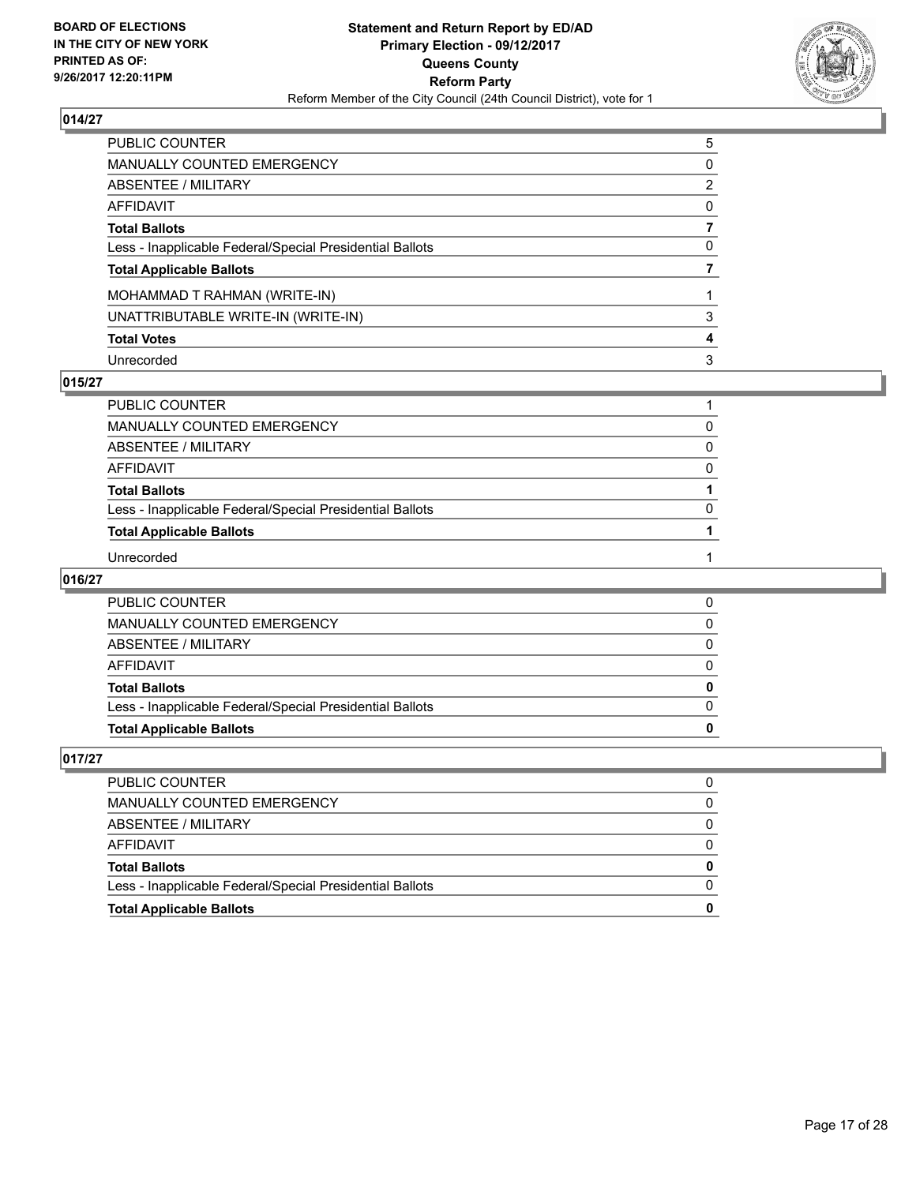**BOARD OF ELECTIONS IN THE CITY OF NEW YORK PRINTED AS OF: 9/26/2017 12:20:11PM**

**Statement and Return Report by ED/AD**
**Primary Election - 09/12/2017**
**Queens County**
**Reform Party**
Reform Member of the City Council (24th Council District), vote for 1

## 014/27

| | |
|---|---|
| PUBLIC COUNTER | 5 |
| MANUALLY COUNTED EMERGENCY | 0 |
| ABSENTEE / MILITARY | 2 |
| AFFIDAVIT | 0 |
| **Total Ballots** | **7** |
| Less - Inapplicable Federal/Special Presidential Ballots | 0 |
| **Total Applicable Ballots** | **7** |
| MOHAMMAD T RAHMAN (WRITE-IN) | 1 |
| UNATTRIBUTABLE WRITE-IN (WRITE-IN) | 3 |
| **Total Votes** | **4** |
| Unrecorded | 3 |

## 015/27

| | |
|---|---|
| PUBLIC COUNTER | 1 |
| MANUALLY COUNTED EMERGENCY | 0 |
| ABSENTEE / MILITARY | 0 |
| AFFIDAVIT | 0 |
| **Total Ballots** | **1** |
| Less - Inapplicable Federal/Special Presidential Ballots | 0 |
| **Total Applicable Ballots** | **1** |
| Unrecorded | 1 |

## 016/27

| | |
|---|---|
| PUBLIC COUNTER | 0 |
| MANUALLY COUNTED EMERGENCY | 0 |
| ABSENTEE / MILITARY | 0 |
| AFFIDAVIT | 0 |
| **Total Ballots** | **0** |
| Less - Inapplicable Federal/Special Presidential Ballots | 0 |
| **Total Applicable Ballots** | **0** |

## 017/27

| | |
|---|---|
| PUBLIC COUNTER | 0 |
| MANUALLY COUNTED EMERGENCY | 0 |
| ABSENTEE / MILITARY | 0 |
| AFFIDAVIT | 0 |
| **Total Ballots** | **0** |
| Less - Inapplicable Federal/Special Presidential Ballots | 0 |
| **Total Applicable Ballots** | **0** |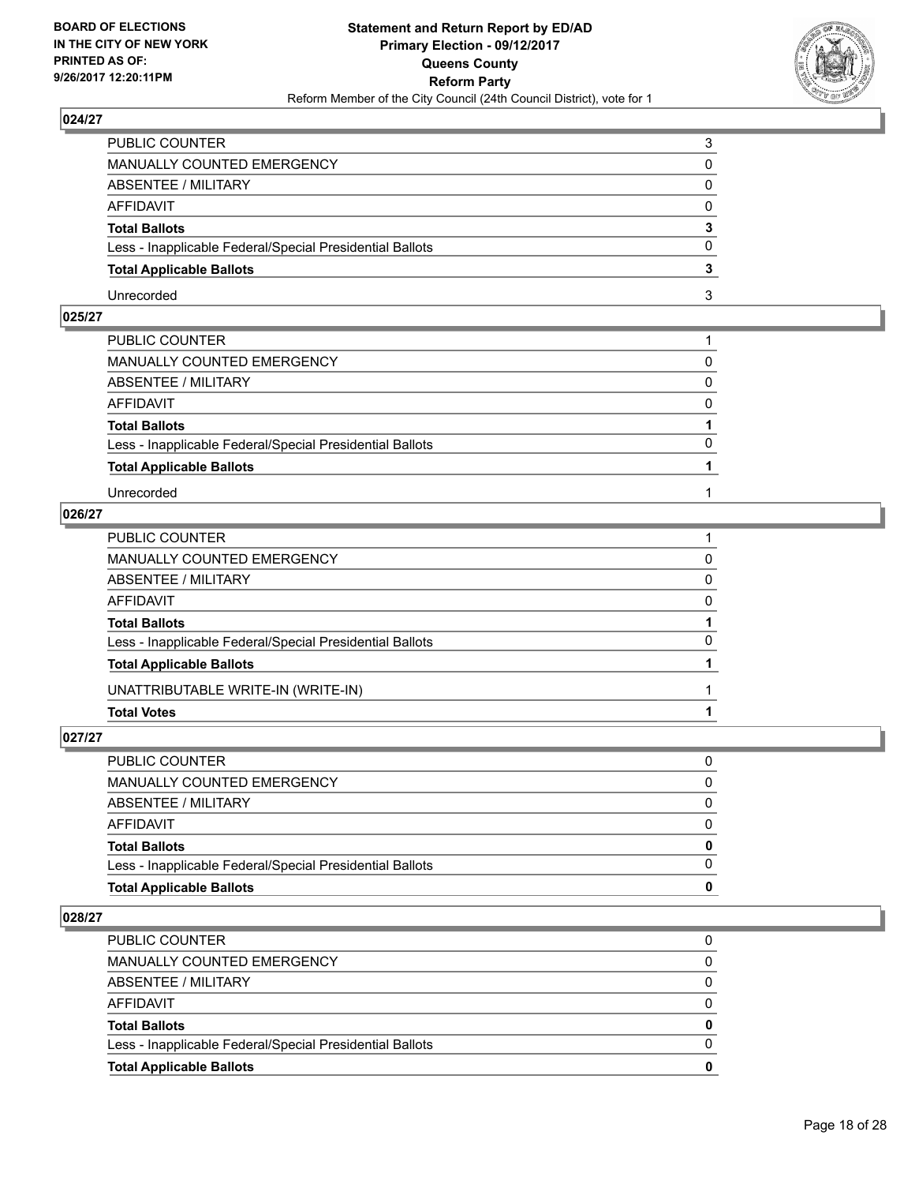**BOARD OF ELECTIONS IN THE CITY OF NEW YORK PRINTED AS OF: 9/26/2017 12:20:11PM**

**Statement and Return Report by ED/AD Primary Election - 09/12/2017 Queens County Reform Party**

Reform Member of the City Council (24th Council District), vote for 1

## 024/27

| | |
|---|---|
| PUBLIC COUNTER | 3 |
| MANUALLY COUNTED EMERGENCY | 0 |
| ABSENTEE / MILITARY | 0 |
| AFFIDAVIT | 0 |
| **Total Ballots** | **3** |
| Less - Inapplicable Federal/Special Presidential Ballots | 0 |
| **Total Applicable Ballots** | **3** |
| Unrecorded | 3 |

## 025/27

| | |
|---|---|
| PUBLIC COUNTER | 1 |
| MANUALLY COUNTED EMERGENCY | 0 |
| ABSENTEE / MILITARY | 0 |
| AFFIDAVIT | 0 |
| **Total Ballots** | **1** |
| Less - Inapplicable Federal/Special Presidential Ballots | 0 |
| **Total Applicable Ballots** | **1** |
| Unrecorded | 1 |

## 026/27

| | |
|---|---|
| PUBLIC COUNTER | 1 |
| MANUALLY COUNTED EMERGENCY | 0 |
| ABSENTEE / MILITARY | 0 |
| AFFIDAVIT | 0 |
| **Total Ballots** | **1** |
| Less - Inapplicable Federal/Special Presidential Ballots | 0 |
| **Total Applicable Ballots** | **1** |
| UNATTRIBUTABLE WRITE-IN (WRITE-IN) | 1 |
| **Total Votes** | **1** |

## 027/27

| | |
|---|---|
| PUBLIC COUNTER | 0 |
| MANUALLY COUNTED EMERGENCY | 0 |
| ABSENTEE / MILITARY | 0 |
| AFFIDAVIT | 0 |
| **Total Ballots** | **0** |
| Less - Inapplicable Federal/Special Presidential Ballots | 0 |
| **Total Applicable Ballots** | **0** |

## 028/27

| | |
|---|---|
| PUBLIC COUNTER | 0 |
| MANUALLY COUNTED EMERGENCY | 0 |
| ABSENTEE / MILITARY | 0 |
| AFFIDAVIT | 0 |
| **Total Ballots** | **0** |
| Less - Inapplicable Federal/Special Presidential Ballots | 0 |
| **Total Applicable Ballots** | **0** |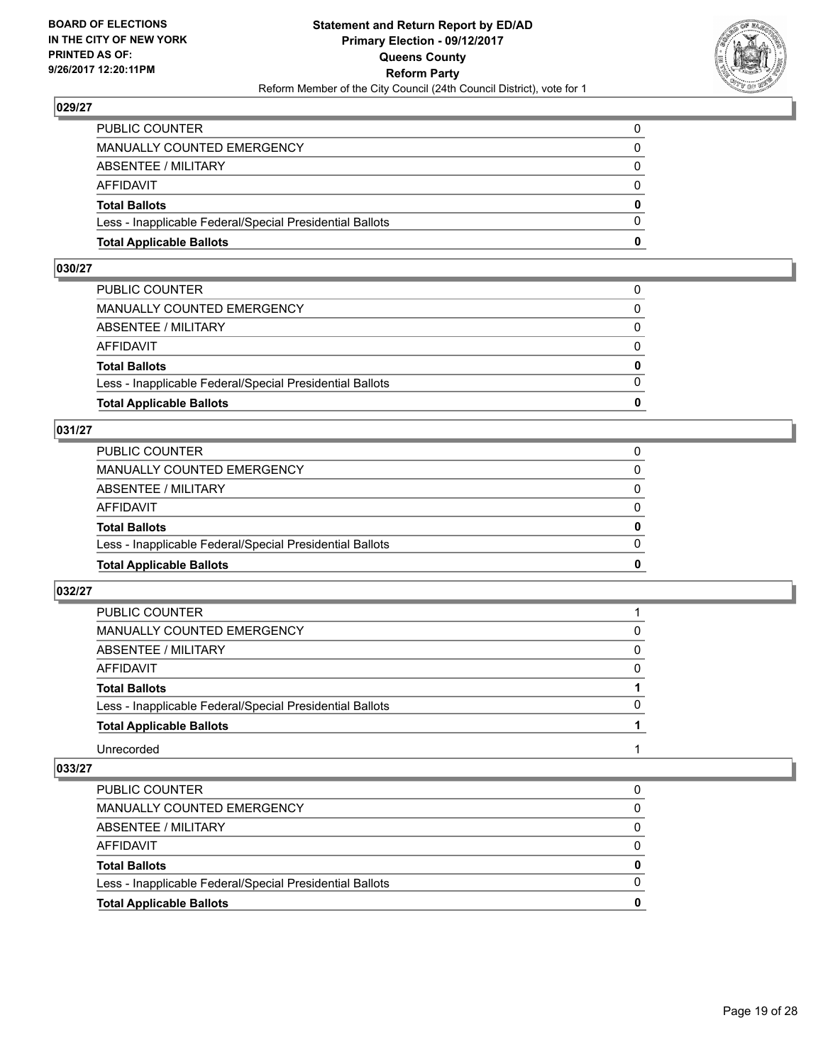**BOARD OF ELECTIONS IN THE CITY OF NEW YORK PRINTED AS OF: 9/26/2017 12:20:11PM**

**Statement and Return Report by ED/AD Primary Election - 09/12/2017 Queens County Reform Party**

Reform Member of the City Council (24th Council District), vote for 1

### 029/27

| | |
|---|---|
| PUBLIC COUNTER | 0 |
| MANUALLY COUNTED EMERGENCY | 0 |
| ABSENTEE / MILITARY | 0 |
| AFFIDAVIT | 0 |
| **Total Ballots** | **0** |
| Less - Inapplicable Federal/Special Presidential Ballots | 0 |
| **Total Applicable Ballots** | **0** |

### 030/27

| | |
|---|---|
| PUBLIC COUNTER | 0 |
| MANUALLY COUNTED EMERGENCY | 0 |
| ABSENTEE / MILITARY | 0 |
| AFFIDAVIT | 0 |
| **Total Ballots** | **0** |
| Less - Inapplicable Federal/Special Presidential Ballots | 0 |
| **Total Applicable Ballots** | **0** |

### 031/27

| | |
|---|---|
| PUBLIC COUNTER | 0 |
| MANUALLY COUNTED EMERGENCY | 0 |
| ABSENTEE / MILITARY | 0 |
| AFFIDAVIT | 0 |
| **Total Ballots** | **0** |
| Less - Inapplicable Federal/Special Presidential Ballots | 0 |
| **Total Applicable Ballots** | **0** |

### 032/27

| | |
|---|---|
| PUBLIC COUNTER | 1 |
| MANUALLY COUNTED EMERGENCY | 0 |
| ABSENTEE / MILITARY | 0 |
| AFFIDAVIT | 0 |
| **Total Ballots** | **1** |
| Less - Inapplicable Federal/Special Presidential Ballots | 0 |
| **Total Applicable Ballots** | **1** |
| Unrecorded | 1 |

### 033/27

| | |
|---|---|
| PUBLIC COUNTER | 0 |
| MANUALLY COUNTED EMERGENCY | 0 |
| ABSENTEE / MILITARY | 0 |
| AFFIDAVIT | 0 |
| **Total Ballots** | **0** |
| Less - Inapplicable Federal/Special Presidential Ballots | 0 |
| **Total Applicable Ballots** | **0** |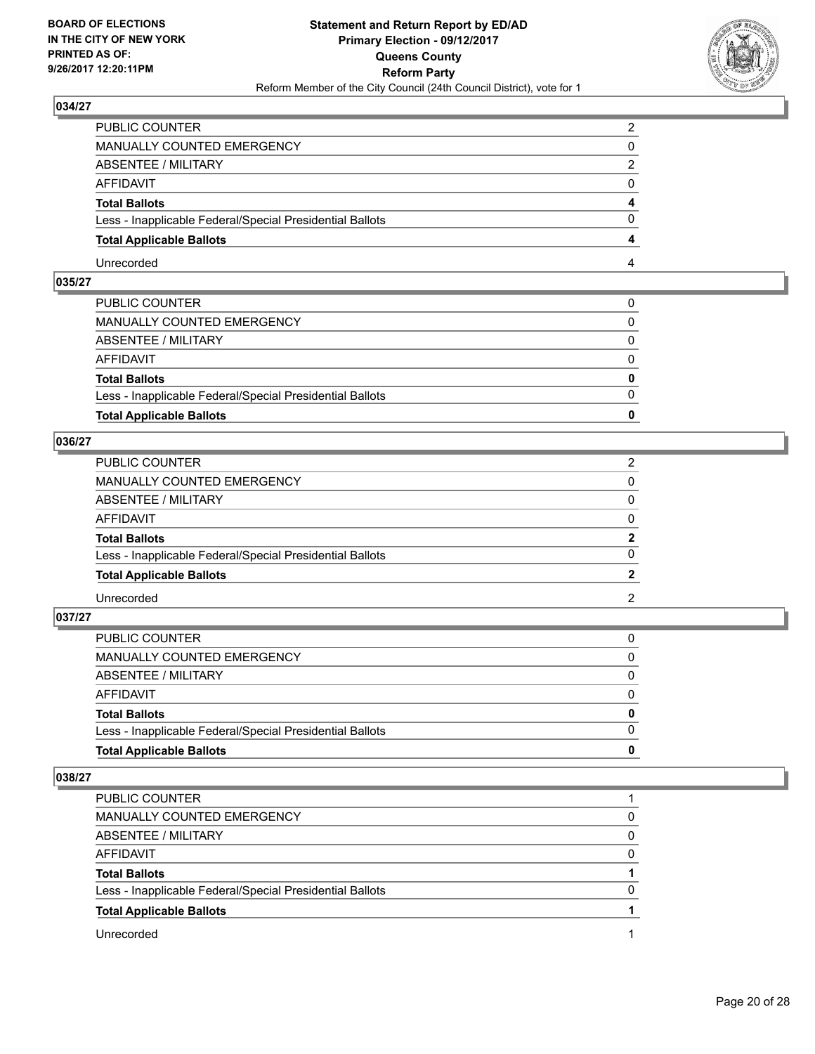**BOARD OF ELECTIONS IN THE CITY OF NEW YORK PRINTED AS OF: 9/26/2017 12:20:11PM**

**Statement and Return Report by ED/AD Primary Election - 09/12/2017 Queens County Reform Party**

Reform Member of the City Council (24th Council District), vote for 1

## 034/27

| | |
|---|---|
| PUBLIC COUNTER | 2 |
| MANUALLY COUNTED EMERGENCY | 0 |
| ABSENTEE / MILITARY | 2 |
| AFFIDAVIT | 0 |
| **Total Ballots** | **4** |
| Less - Inapplicable Federal/Special Presidential Ballots | 0 |
| **Total Applicable Ballots** | **4** |
| Unrecorded | 4 |

## 035/27

| | |
|---|---|
| PUBLIC COUNTER | 0 |
| MANUALLY COUNTED EMERGENCY | 0 |
| ABSENTEE / MILITARY | 0 |
| AFFIDAVIT | 0 |
| **Total Ballots** | **0** |
| Less - Inapplicable Federal/Special Presidential Ballots | 0 |
| **Total Applicable Ballots** | **0** |

## 036/27

| | |
|---|---|
| PUBLIC COUNTER | 2 |
| MANUALLY COUNTED EMERGENCY | 0 |
| ABSENTEE / MILITARY | 0 |
| AFFIDAVIT | 0 |
| **Total Ballots** | **2** |
| Less - Inapplicable Federal/Special Presidential Ballots | 0 |
| **Total Applicable Ballots** | **2** |
| Unrecorded | 2 |

## 037/27

| | |
|---|---|
| PUBLIC COUNTER | 0 |
| MANUALLY COUNTED EMERGENCY | 0 |
| ABSENTEE / MILITARY | 0 |
| AFFIDAVIT | 0 |
| **Total Ballots** | **0** |
| Less - Inapplicable Federal/Special Presidential Ballots | 0 |
| **Total Applicable Ballots** | **0** |

## 038/27

| | |
|---|---|
| PUBLIC COUNTER | 1 |
| MANUALLY COUNTED EMERGENCY | 0 |
| ABSENTEE / MILITARY | 0 |
| AFFIDAVIT | 0 |
| **Total Ballots** | **1** |
| Less - Inapplicable Federal/Special Presidential Ballots | 0 |
| **Total Applicable Ballots** | **1** |
| Unrecorded | 1 |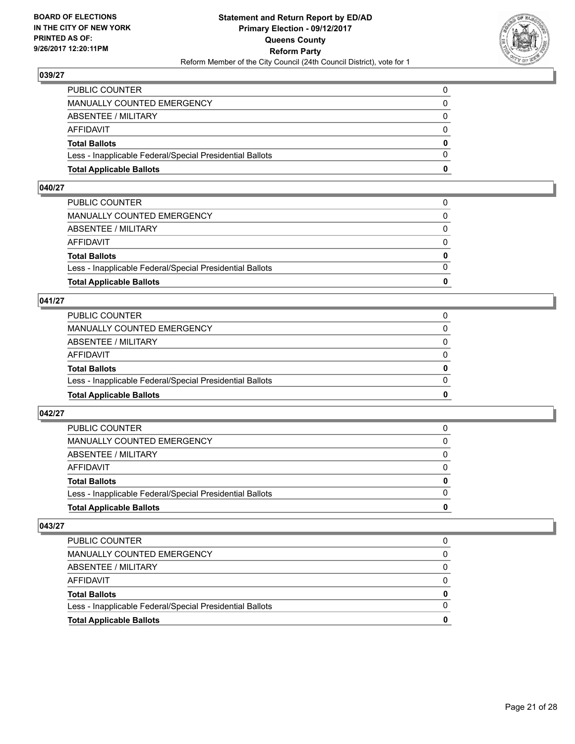## 039/27

| | |
|---|---|
| PUBLIC COUNTER | 0 |
| MANUALLY COUNTED EMERGENCY | 0 |
| ABSENTEE / MILITARY | 0 |
| AFFIDAVIT | 0 |
| **Total Ballots** | **0** |
| Less - Inapplicable Federal/Special Presidential Ballots | 0 |
| **Total Applicable Ballots** | **0** |

## 040/27

| | |
|---|---|
| PUBLIC COUNTER | 0 |
| MANUALLY COUNTED EMERGENCY | 0 |
| ABSENTEE / MILITARY | 0 |
| AFFIDAVIT | 0 |
| **Total Ballots** | **0** |
| Less - Inapplicable Federal/Special Presidential Ballots | 0 |
| **Total Applicable Ballots** | **0** |

## 041/27

| | |
|---|---|
| PUBLIC COUNTER | 0 |
| MANUALLY COUNTED EMERGENCY | 0 |
| ABSENTEE / MILITARY | 0 |
| AFFIDAVIT | 0 |
| **Total Ballots** | **0** |
| Less - Inapplicable Federal/Special Presidential Ballots | 0 |
| **Total Applicable Ballots** | **0** |

## 042/27

| | |
|---|---|
| PUBLIC COUNTER | 0 |
| MANUALLY COUNTED EMERGENCY | 0 |
| ABSENTEE / MILITARY | 0 |
| AFFIDAVIT | 0 |
| **Total Ballots** | **0** |
| Less - Inapplicable Federal/Special Presidential Ballots | 0 |
| **Total Applicable Ballots** | **0** |

## 043/27

| | |
|---|---|
| PUBLIC COUNTER | 0 |
| MANUALLY COUNTED EMERGENCY | 0 |
| ABSENTEE / MILITARY | 0 |
| AFFIDAVIT | 0 |
| **Total Ballots** | **0** |
| Less - Inapplicable Federal/Special Presidential Ballots | 0 |
| **Total Applicable Ballots** | **0** |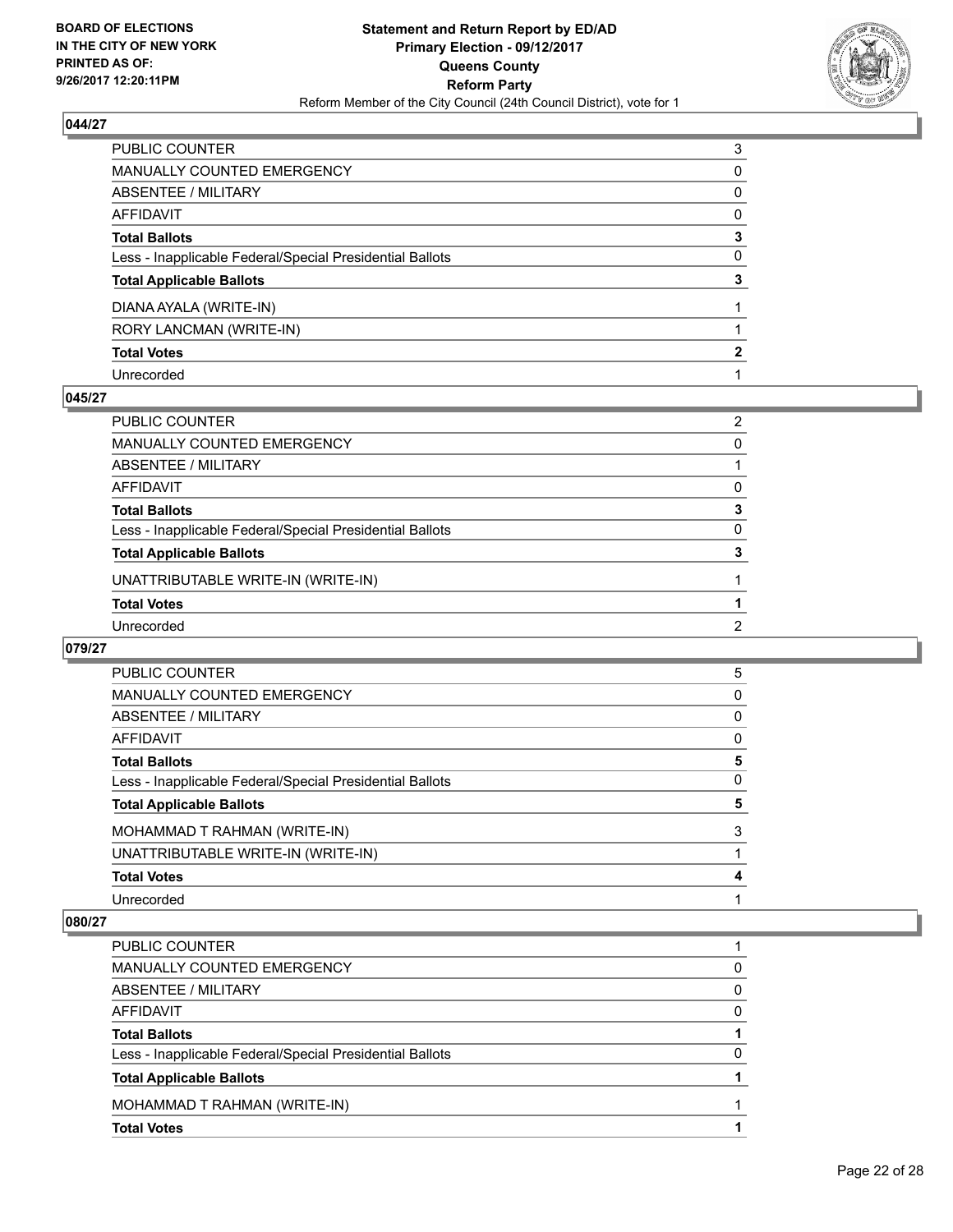**BOARD OF ELECTIONS IN THE CITY OF NEW YORK PRINTED AS OF: 9/26/2017 12:20:11PM**

**Statement and Return Report by ED/AD Primary Election - 09/12/2017 Queens County Reform Party**

Reform Member of the City Council (24th Council District), vote for 1

### 044/27

| | |
|---|---|
| PUBLIC COUNTER | 3 |
| MANUALLY COUNTED EMERGENCY | 0 |
| ABSENTEE / MILITARY | 0 |
| AFFIDAVIT | 0 |
| **Total Ballots** | **3** |
| Less - Inapplicable Federal/Special Presidential Ballots | 0 |
| **Total Applicable Ballots** | **3** |
| DIANA AYALA (WRITE-IN) | 1 |
| RORY LANCMAN (WRITE-IN) | 1 |
| **Total Votes** | **2** |
| Unrecorded | 1 |

### 045/27

| | |
|---|---|
| PUBLIC COUNTER | 2 |
| MANUALLY COUNTED EMERGENCY | 0 |
| ABSENTEE / MILITARY | 1 |
| AFFIDAVIT | 0 |
| **Total Ballots** | **3** |
| Less - Inapplicable Federal/Special Presidential Ballots | 0 |
| **Total Applicable Ballots** | **3** |
| UNATTRIBUTABLE WRITE-IN (WRITE-IN) | 1 |
| **Total Votes** | **1** |
| Unrecorded | 2 |

### 079/27

| | |
|---|---|
| PUBLIC COUNTER | 5 |
| MANUALLY COUNTED EMERGENCY | 0 |
| ABSENTEE / MILITARY | 0 |
| AFFIDAVIT | 0 |
| **Total Ballots** | **5** |
| Less - Inapplicable Federal/Special Presidential Ballots | 0 |
| **Total Applicable Ballots** | **5** |
| MOHAMMAD T RAHMAN (WRITE-IN) | 3 |
| UNATTRIBUTABLE WRITE-IN (WRITE-IN) | 1 |
| **Total Votes** | **4** |
| Unrecorded | 1 |

### 080/27

| | |
|---|---|
| PUBLIC COUNTER | 1 |
| MANUALLY COUNTED EMERGENCY | 0 |
| ABSENTEE / MILITARY | 0 |
| AFFIDAVIT | 0 |
| **Total Ballots** | **1** |
| Less - Inapplicable Federal/Special Presidential Ballots | 0 |
| **Total Applicable Ballots** | **1** |
| MOHAMMAD T RAHMAN (WRITE-IN) | 1 |
| **Total Votes** | **1** |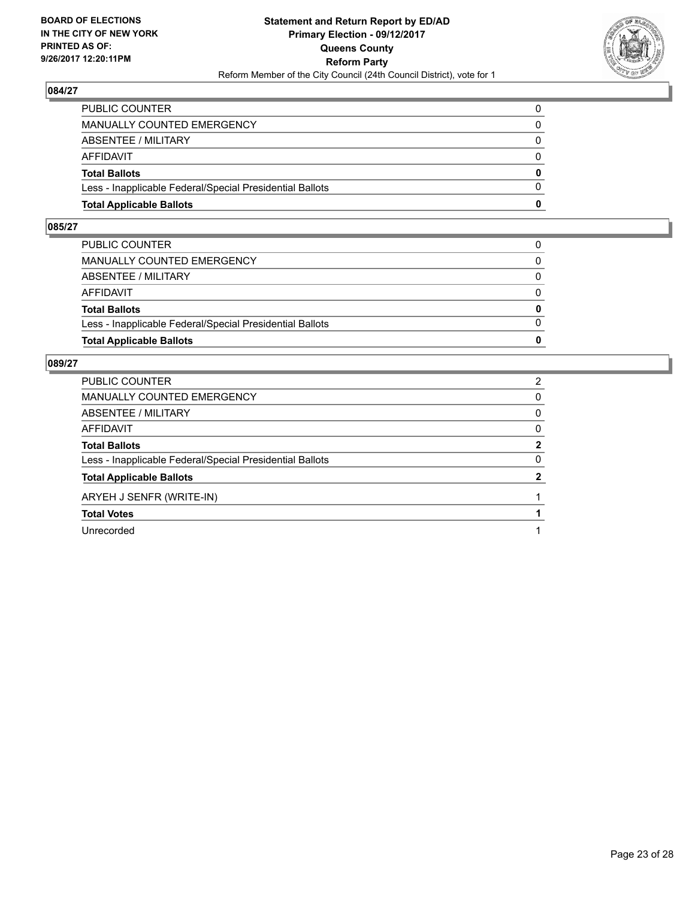**BOARD OF ELECTIONS IN THE CITY OF NEW YORK PRINTED AS OF: 9/26/2017 12:20:11PM**

**Statement and Return Report by ED/AD Primary Election - 09/12/2017 Queens County Reform Party**

Reform Member of the City Council (24th Council District), vote for 1

## 084/27

| | |
|---|---|
| PUBLIC COUNTER | 0 |
| MANUALLY COUNTED EMERGENCY | 0 |
| ABSENTEE / MILITARY | 0 |
| AFFIDAVIT | 0 |
| **Total Ballots** | **0** |
| Less - Inapplicable Federal/Special Presidential Ballots | 0 |
| **Total Applicable Ballots** | **0** |

## 085/27

| | |
|---|---|
| PUBLIC COUNTER | 0 |
| MANUALLY COUNTED EMERGENCY | 0 |
| ABSENTEE / MILITARY | 0 |
| AFFIDAVIT | 0 |
| **Total Ballots** | **0** |
| Less - Inapplicable Federal/Special Presidential Ballots | 0 |
| **Total Applicable Ballots** | **0** |

## 089/27

| | |
|---|---|
| PUBLIC COUNTER | 2 |
| MANUALLY COUNTED EMERGENCY | 0 |
| ABSENTEE / MILITARY | 0 |
| AFFIDAVIT | 0 |
| **Total Ballots** | **2** |
| Less - Inapplicable Federal/Special Presidential Ballots | 0 |
| **Total Applicable Ballots** | **2** |
| ARYEH J SENFR (WRITE-IN) | 1 |
| **Total Votes** | **1** |
| Unrecorded | 1 |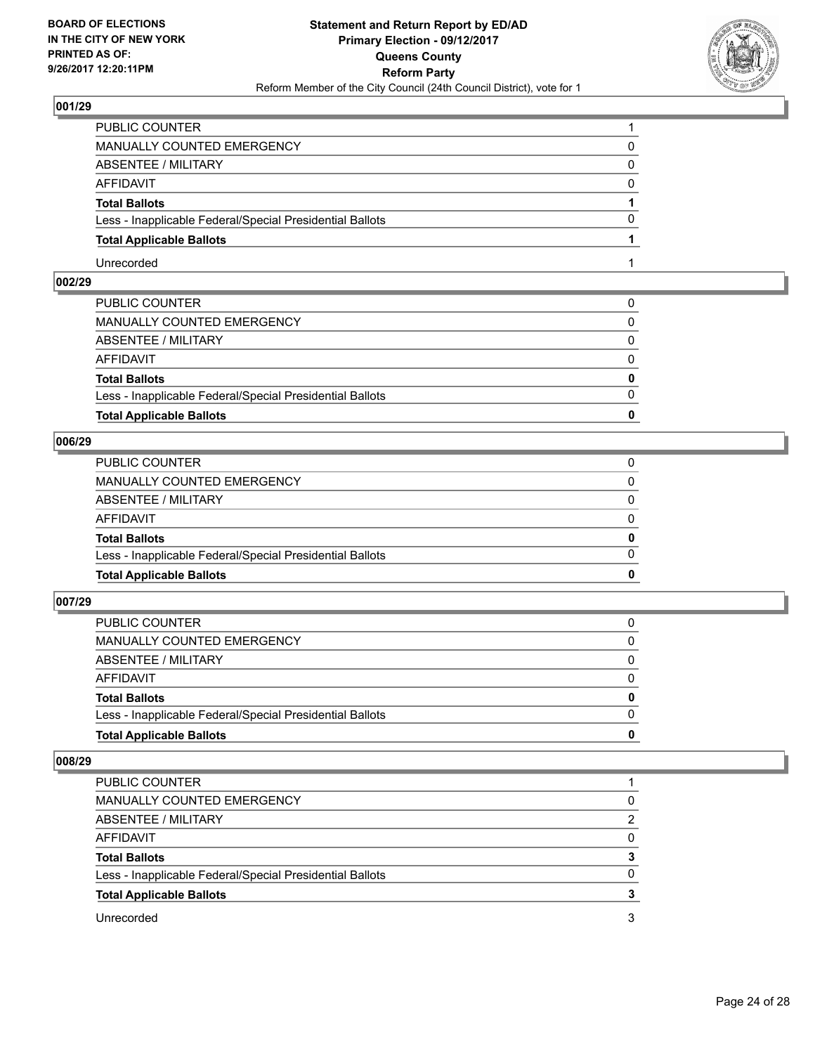BOARD OF ELECTIONS
IN THE CITY OF NEW YORK
PRINTED AS OF:
9/26/2017 12:20:11PM

**Statement and Return Report by ED/AD**
**Primary Election - 09/12/2017**
**Queens County**
**Reform Party**
Reform Member of the City Council (24th Council District), vote for 1

### 001/29

| | |
|---|---|
| PUBLIC COUNTER | 1 |
| MANUALLY COUNTED EMERGENCY | 0 |
| ABSENTEE / MILITARY | 0 |
| AFFIDAVIT | 0 |
| **Total Ballots** | **1** |
| Less - Inapplicable Federal/Special Presidential Ballots | 0 |
| **Total Applicable Ballots** | **1** |
| Unrecorded | 1 |

### 002/29

| | |
|---|---|
| PUBLIC COUNTER | 0 |
| MANUALLY COUNTED EMERGENCY | 0 |
| ABSENTEE / MILITARY | 0 |
| AFFIDAVIT | 0 |
| **Total Ballots** | **0** |
| Less - Inapplicable Federal/Special Presidential Ballots | 0 |
| **Total Applicable Ballots** | **0** |

### 006/29

| | |
|---|---|
| PUBLIC COUNTER | 0 |
| MANUALLY COUNTED EMERGENCY | 0 |
| ABSENTEE / MILITARY | 0 |
| AFFIDAVIT | 0 |
| **Total Ballots** | **0** |
| Less - Inapplicable Federal/Special Presidential Ballots | 0 |
| **Total Applicable Ballots** | **0** |

### 007/29

| | |
|---|---|
| PUBLIC COUNTER | 0 |
| MANUALLY COUNTED EMERGENCY | 0 |
| ABSENTEE / MILITARY | 0 |
| AFFIDAVIT | 0 |
| **Total Ballots** | **0** |
| Less - Inapplicable Federal/Special Presidential Ballots | 0 |
| **Total Applicable Ballots** | **0** |

### 008/29

| | |
|---|---|
| PUBLIC COUNTER | 1 |
| MANUALLY COUNTED EMERGENCY | 0 |
| ABSENTEE / MILITARY | 2 |
| AFFIDAVIT | 0 |
| **Total Ballots** | **3** |
| Less - Inapplicable Federal/Special Presidential Ballots | 0 |
| **Total Applicable Ballots** | **3** |
| Unrecorded | 3 |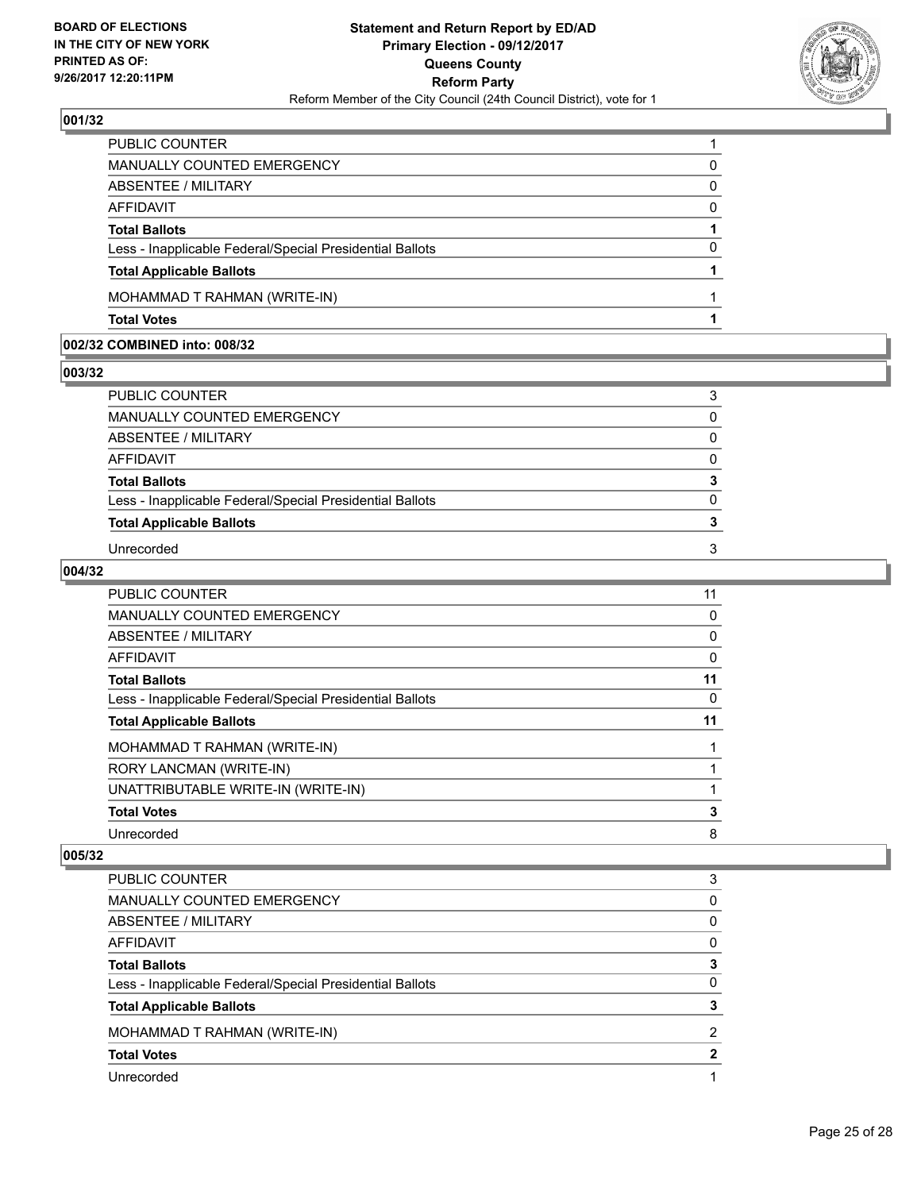BOARD OF ELECTIONS
IN THE CITY OF NEW YORK
PRINTED AS OF:
9/26/2017 12:20:11PM

**Statement and Return Report by ED/AD**
**Primary Election - 09/12/2017**
**Queens County**
**Reform Party**
Reform Member of the City Council (24th Council District), vote for 1

### 001/32

| | |
|---|---|
| PUBLIC COUNTER | 1 |
| MANUALLY COUNTED EMERGENCY | 0 |
| ABSENTEE / MILITARY | 0 |
| AFFIDAVIT | 0 |
| **Total Ballots** | **1** |
| Less - Inapplicable Federal/Special Presidential Ballots | 0 |
| **Total Applicable Ballots** | **1** |
| MOHAMMAD T RAHMAN (WRITE-IN) | 1 |
| **Total Votes** | **1** |

### 002/32 COMBINED into: 008/32

### 003/32

| | |
|---|---|
| PUBLIC COUNTER | 3 |
| MANUALLY COUNTED EMERGENCY | 0 |
| ABSENTEE / MILITARY | 0 |
| AFFIDAVIT | 0 |
| **Total Ballots** | **3** |
| Less - Inapplicable Federal/Special Presidential Ballots | 0 |
| **Total Applicable Ballots** | **3** |
| Unrecorded | 3 |

### 004/32

| | |
|---|---|
| PUBLIC COUNTER | 11 |
| MANUALLY COUNTED EMERGENCY | 0 |
| ABSENTEE / MILITARY | 0 |
| AFFIDAVIT | 0 |
| **Total Ballots** | **11** |
| Less - Inapplicable Federal/Special Presidential Ballots | 0 |
| **Total Applicable Ballots** | **11** |
| MOHAMMAD T RAHMAN (WRITE-IN) | 1 |
| RORY LANCMAN (WRITE-IN) | 1 |
| UNATTRIBUTABLE WRITE-IN (WRITE-IN) | 1 |
| **Total Votes** | **3** |
| Unrecorded | 8 |

### 005/32

| | |
|---|---|
| PUBLIC COUNTER | 3 |
| MANUALLY COUNTED EMERGENCY | 0 |
| ABSENTEE / MILITARY | 0 |
| AFFIDAVIT | 0 |
| **Total Ballots** | **3** |
| Less - Inapplicable Federal/Special Presidential Ballots | 0 |
| **Total Applicable Ballots** | **3** |
| MOHAMMAD T RAHMAN (WRITE-IN) | 2 |
| **Total Votes** | **2** |
| Unrecorded | 1 |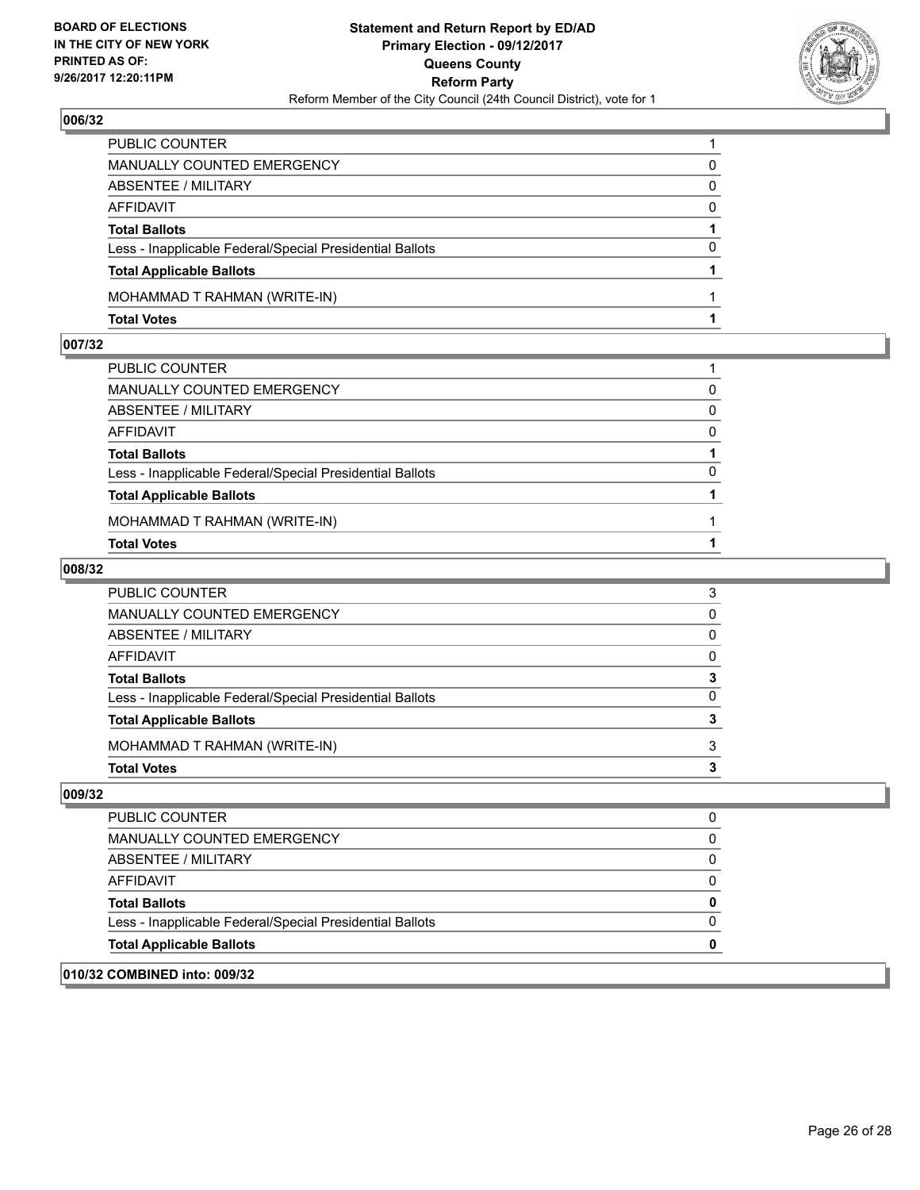## 006/32

| | |
|---|---|
| PUBLIC COUNTER | 1 |
| MANUALLY COUNTED EMERGENCY | 0 |
| ABSENTEE / MILITARY | 0 |
| AFFIDAVIT | 0 |
| **Total Ballots** | **1** |
| Less - Inapplicable Federal/Special Presidential Ballots | 0 |
| **Total Applicable Ballots** | **1** |
| MOHAMMAD T RAHMAN (WRITE-IN) | 1 |
| **Total Votes** | **1** |

## 007/32

| | |
|---|---|
| PUBLIC COUNTER | 1 |
| MANUALLY COUNTED EMERGENCY | 0 |
| ABSENTEE / MILITARY | 0 |
| AFFIDAVIT | 0 |
| **Total Ballots** | **1** |
| Less - Inapplicable Federal/Special Presidential Ballots | 0 |
| **Total Applicable Ballots** | **1** |
| MOHAMMAD T RAHMAN (WRITE-IN) | 1 |
| **Total Votes** | **1** |

## 008/32

| | |
|---|---|
| PUBLIC COUNTER | 3 |
| MANUALLY COUNTED EMERGENCY | 0 |
| ABSENTEE / MILITARY | 0 |
| AFFIDAVIT | 0 |
| **Total Ballots** | **3** |
| Less - Inapplicable Federal/Special Presidential Ballots | 0 |
| **Total Applicable Ballots** | **3** |
| MOHAMMAD T RAHMAN (WRITE-IN) | 3 |
| **Total Votes** | **3** |

## 009/32

| | |
|---|---|
| PUBLIC COUNTER | 0 |
| MANUALLY COUNTED EMERGENCY | 0 |
| ABSENTEE / MILITARY | 0 |
| AFFIDAVIT | 0 |
| **Total Ballots** | **0** |
| Less - Inapplicable Federal/Special Presidential Ballots | 0 |
| **Total Applicable Ballots** | **0** |

## 010/32 COMBINED into: 009/32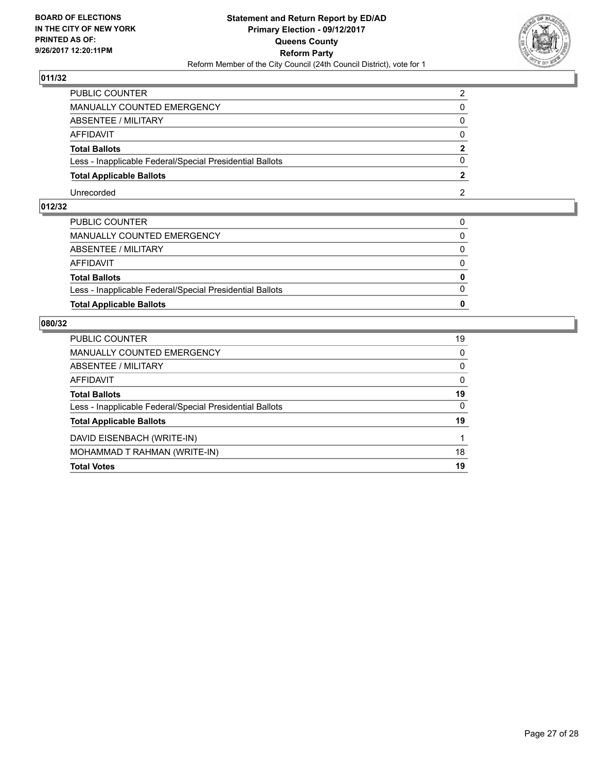BOARD OF ELECTIONS
IN THE CITY OF NEW YORK
PRINTED AS OF:
9/26/2017 12:20:11PM

**Statement and Return Report by ED/AD**
**Primary Election - 09/12/2017**
**Queens County**
**Reform Party**
Reform Member of the City Council (24th Council District), vote for 1

## 011/32

| | |
|---|---|
| PUBLIC COUNTER | 2 |
| MANUALLY COUNTED EMERGENCY | 0 |
| ABSENTEE / MILITARY | 0 |
| AFFIDAVIT | 0 |
| **Total Ballots** | **2** |
| Less - Inapplicable Federal/Special Presidential Ballots | 0 |
| **Total Applicable Ballots** | **2** |
| Unrecorded | 2 |

## 012/32

| | |
|---|---|
| PUBLIC COUNTER | 0 |
| MANUALLY COUNTED EMERGENCY | 0 |
| ABSENTEE / MILITARY | 0 |
| AFFIDAVIT | 0 |
| **Total Ballots** | **0** |
| Less - Inapplicable Federal/Special Presidential Ballots | 0 |
| **Total Applicable Ballots** | **0** |

## 080/32

| | |
|---|---|
| PUBLIC COUNTER | 19 |
| MANUALLY COUNTED EMERGENCY | 0 |
| ABSENTEE / MILITARY | 0 |
| AFFIDAVIT | 0 |
| **Total Ballots** | **19** |
| Less - Inapplicable Federal/Special Presidential Ballots | 0 |
| **Total Applicable Ballots** | **19** |
| DAVID EISENBACH (WRITE-IN) | 1 |
| MOHAMMAD T RAHMAN (WRITE-IN) | 18 |
| **Total Votes** | **19** |